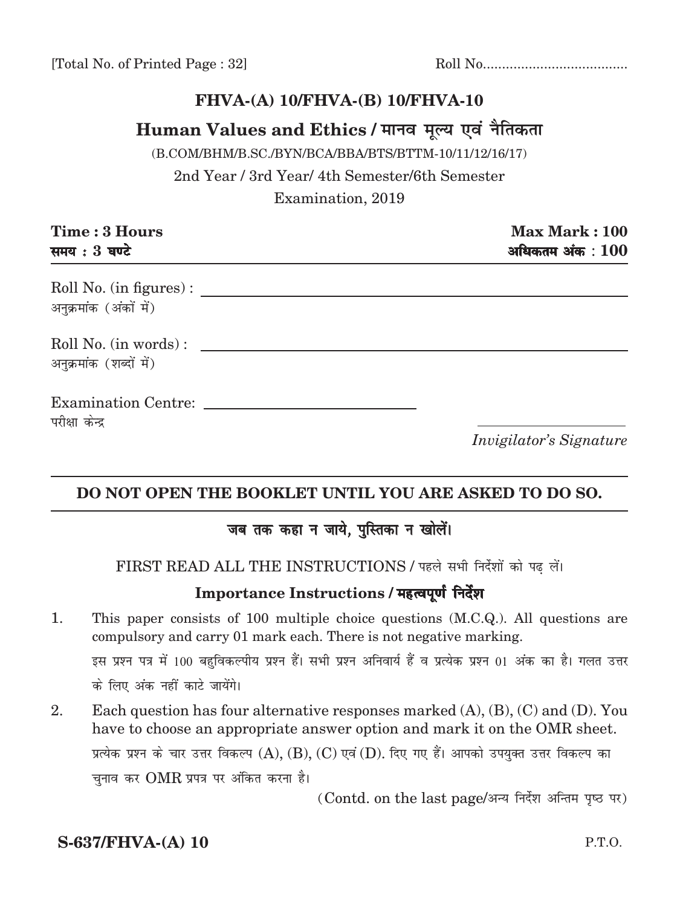[Total No. of Printed Page : 32] Roll No.....................................

# FHVA-(A) 10/FHVA-(B) 10/FHVA-10

## Human Values and Ethics / मानव मूल्य एवं नैतिकता

(B.COM/BHM/B.SC./BYN/BCA/BBA/BTS/BTTM-10/11/12/16/17)

2nd Year / 3rd Year/ 4th Semester/6th Semester

Examination, 2019

**Time : 3 Hours** **Max Mark : 100**

**समय : 3 घण्टे** **अधिकतम अंक : 100**

Roll No. (in figures) : ____________________

अनुक्रमांक (अंकों में)

Roll No. (in words) : ____________________

अनुक्रमांक (शब्दों में)

Examination Centre: ____________________

परीक्षा केन्द्र

____________________

*Invigilator's Signature*

**DO NOT OPEN THE BOOKLET UNTIL YOU ARE ASKED TO DO SO.**

**जब तक कहा न जाये, पुस्तिका न खोलें।**

FIRST READ ALL THE INSTRUCTIONS / पहले सभी निर्देशों को पढ़ लें।

### Importance Instructions / महत्वपूर्ण निर्देश

1. This paper consists of 100 multiple choice questions (M.C.Q.). All questions are compulsory and carry 01 mark each. There is not negative marking.

   इस प्रश्न पत्र में 100 बहुविकल्पीय प्रश्न हैं। सभी प्रश्न अनिवार्य हैं व प्रत्येक प्रश्न 01 अंक का है। गलत उत्तर के लिए अंक नहीं काटे जायेंगे।

2. Each question has four alternative responses marked (A), (B), (C) and (D). You have to choose an appropriate answer option and mark it on the OMR sheet.

   प्रत्येक प्रश्न के चार उत्तर विकल्प (A), (B), (C) एवं (D). दिए गए हैं। आपको उपयुक्त उत्तर विकल्प का चुनाव कर OMR प्रपत्र पर अंकित करना है।

(Contd. on the last page/अन्य निर्देश अन्तिम पृष्ठ पर)

**S-637/FHVA-(A) 10** P.T.O.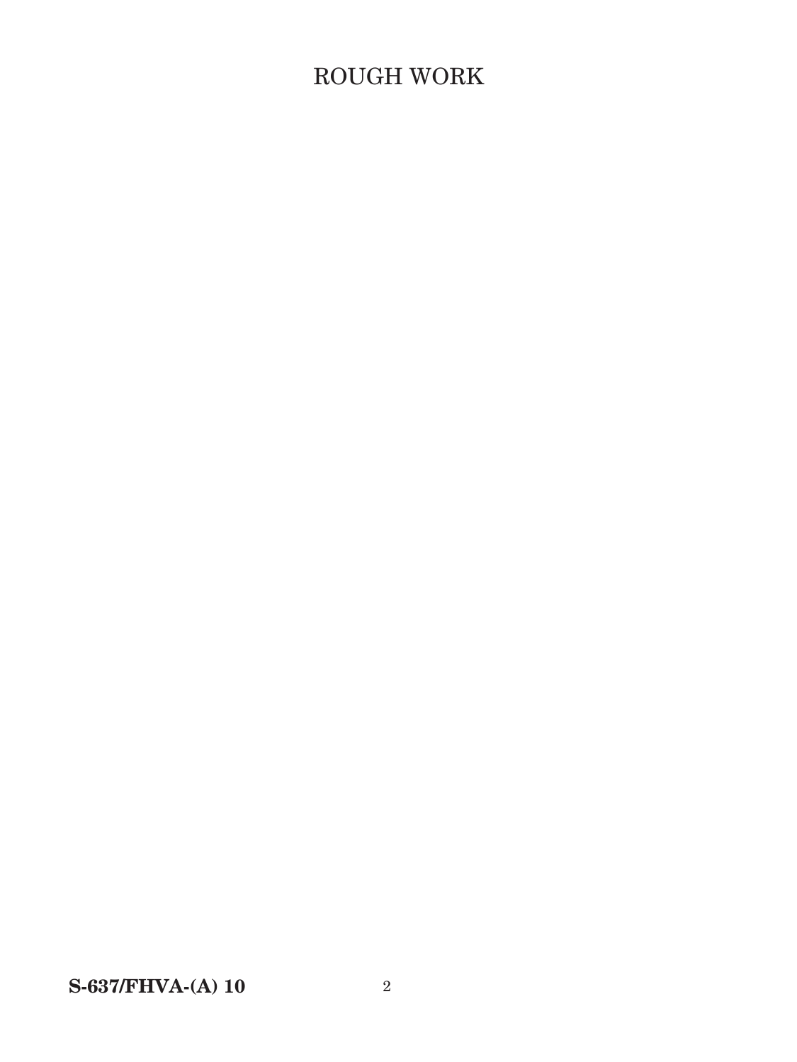ROUGH WORK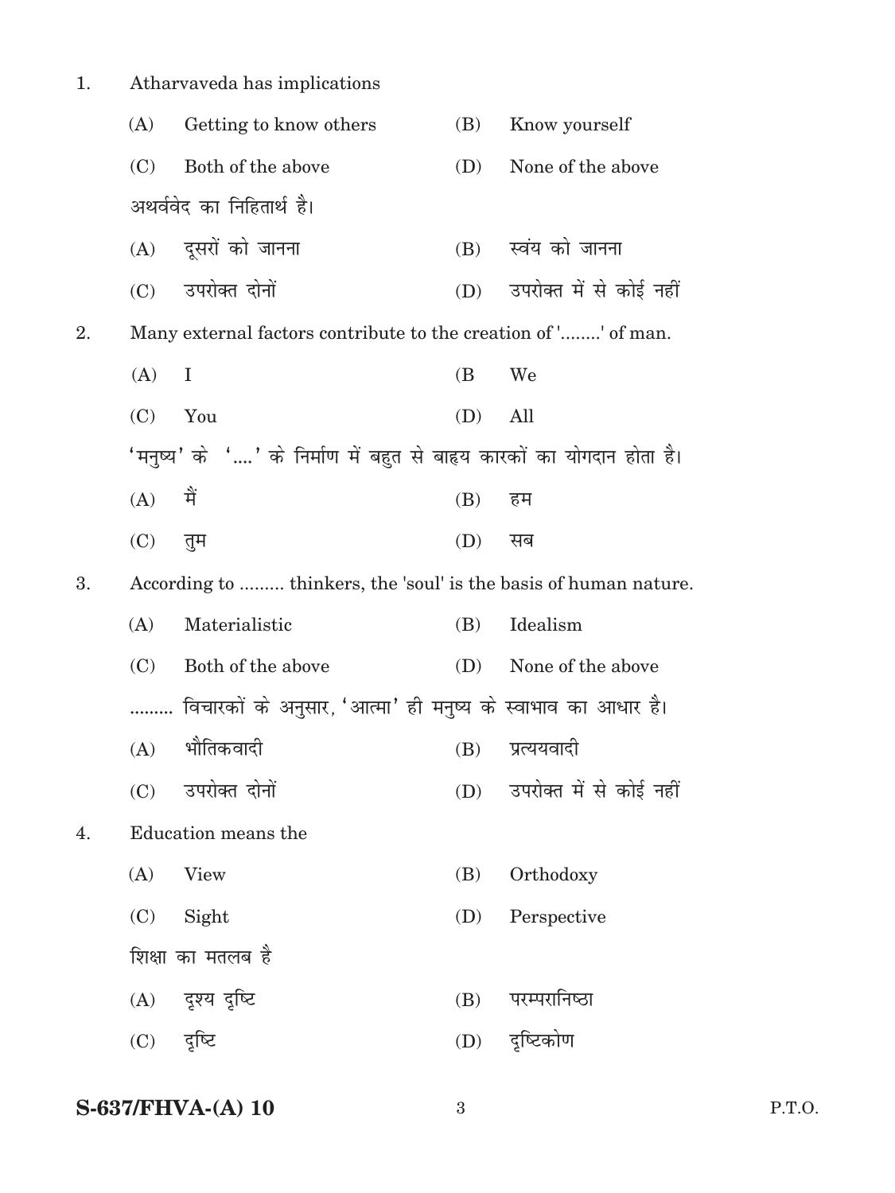1. Atharvaveda has implications

   (A) Getting to know others  (B) Know yourself

   (C) Both of the above  (D) None of the above

   अथर्ववेद का निहितार्थ है।

   (A) दूसरों को जानना  (B) स्वंय को जानना

   (C) उपरोक्त दोनों  (D) उपरोक्त में से कोई नहीं

2. Many external factors contribute to the creation of '........' of man.

   (A) I  (B We

   (C) You  (D) All

   'मनुष्य' के '....' के निर्माण में बहुत से बाह्य कारकों का योगदान होता है।

   (A) मैं  (B) हम

   (C) तुम  (D) सब

3. According to ......... thinkers, the 'soul' is the basis of human nature.

   (A) Materialistic  (B) Idealism

   (C) Both of the above  (D) None of the above

   ......... विचारकों के अनुसार, 'आत्मा' ही मनुष्य के स्वाभाव का आधार है।

   (A) भौतिकवादी  (B) प्रत्ययवादी

   (C) उपरोक्त दोनों  (D) उपरोक्त में से कोई नहीं

4. Education means the

   (A) View  (B) Orthodoxy

   (C) Sight  (D) Perspective

   शिक्षा का मतलब है

   (A) दृश्य दृष्टि  (B) परम्परानिष्ठा

   (C) दृष्टि  (D) दृष्टिकोण

S-637/FHVA-(A) 10

P.T.O.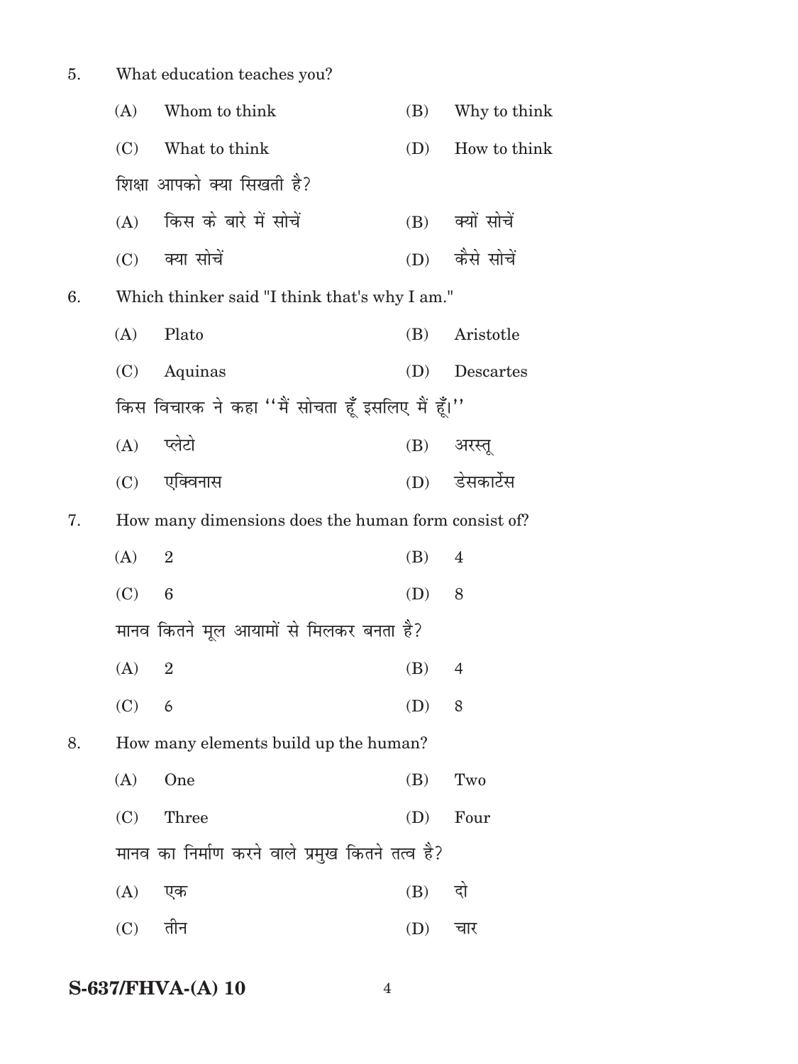5. What education teaches you?

(A) Whom to think (B) Why to think

(C) What to think (D) How to think

शिक्षा आपको क्या सिखती है?

(A) किस के बारे में सोचें (B) क्यों सोचें

(C) क्या सोचें (D) कैसे सोचें

6. Which thinker said "I think that's why I am."

(A) Plato (B) Aristotle

(C) Aquinas (D) Descartes

किस विचारक ने कहा ''मैं सोचता हूँ इसलिए मैं हूँ।''

(A) प्लेटो (B) अरस्तू

(C) एक्विनास (D) डेसकार्टेस

7. How many dimensions does the human form consist of?

(A) 2 (B) 4

(C) 6 (D) 8

मानव कितने मूल आयामों से मिलकर बनता है?

(A) 2 (B) 4

(C) 6 (D) 8

8. How many elements build up the human?

(A) One (B) Two

(C) Three (D) Four

मानव का निर्माण करने वाले प्रमुख कितने तत्व है?

(A) एक (B) दो

(C) तीन (D) चार

S-637/FHVA-(A) 10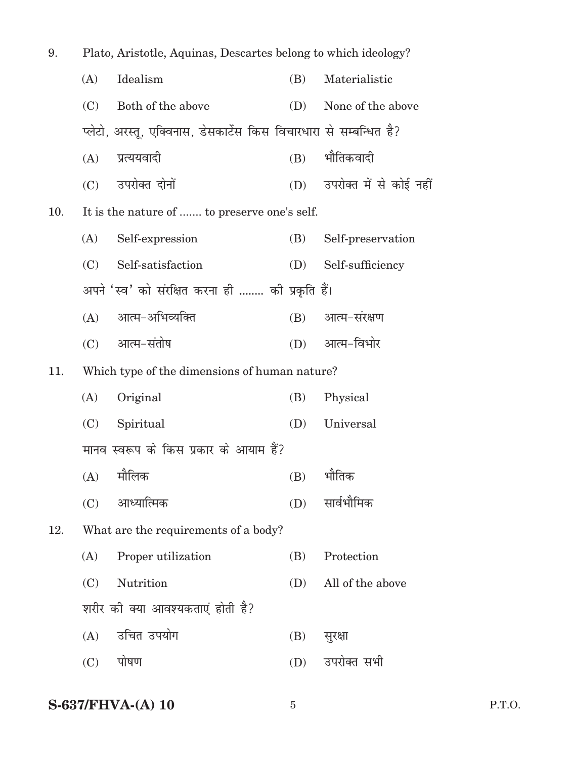9. Plato, Aristotle, Aquinas, Descartes belong to which ideology?

   (A) Idealism (B) Materialistic

   (C) Both of the above (D) None of the above

   प्लेटो, अरस्तू, एक्विनास, डेसकार्टेस किस विचारधारा से सम्बन्धित है?

   (A) प्रत्ययवादी (B) भौतिकवादी

   (C) उपरोक्त दोनों (D) उपरोक्त में से कोई नहीं

10. It is the nature of ....... to preserve one's self.

    (A) Self-expression (B) Self-preservation

    (C) Self-satisfaction (D) Self-sufficiency

    अपने 'स्व' को संरक्षित करना ही ........ की प्रकृति हैं।

    (A) आत्म-अभिव्यक्ति (B) आत्म-संरक्षण

    (C) आत्म-संतोष (D) आत्म-विभोर

11. Which type of the dimensions of human nature?

    (A) Original (B) Physical

    (C) Spiritual (D) Universal

    मानव स्वरूप के किस प्रकार के आयाम हैं?

    (A) मौलिक (B) भौतिक

    (C) आध्यात्मिक (D) सार्वभौमिक

12. What are the requirements of a body?

    (A) Proper utilization (B) Protection

    (C) Nutrition (D) All of the above

    शरीर की क्या आवश्यकताएं होती है?

    (A) उचित उपयोग (B) सुरक्षा

    (C) पोषण (D) उपरोक्त सभी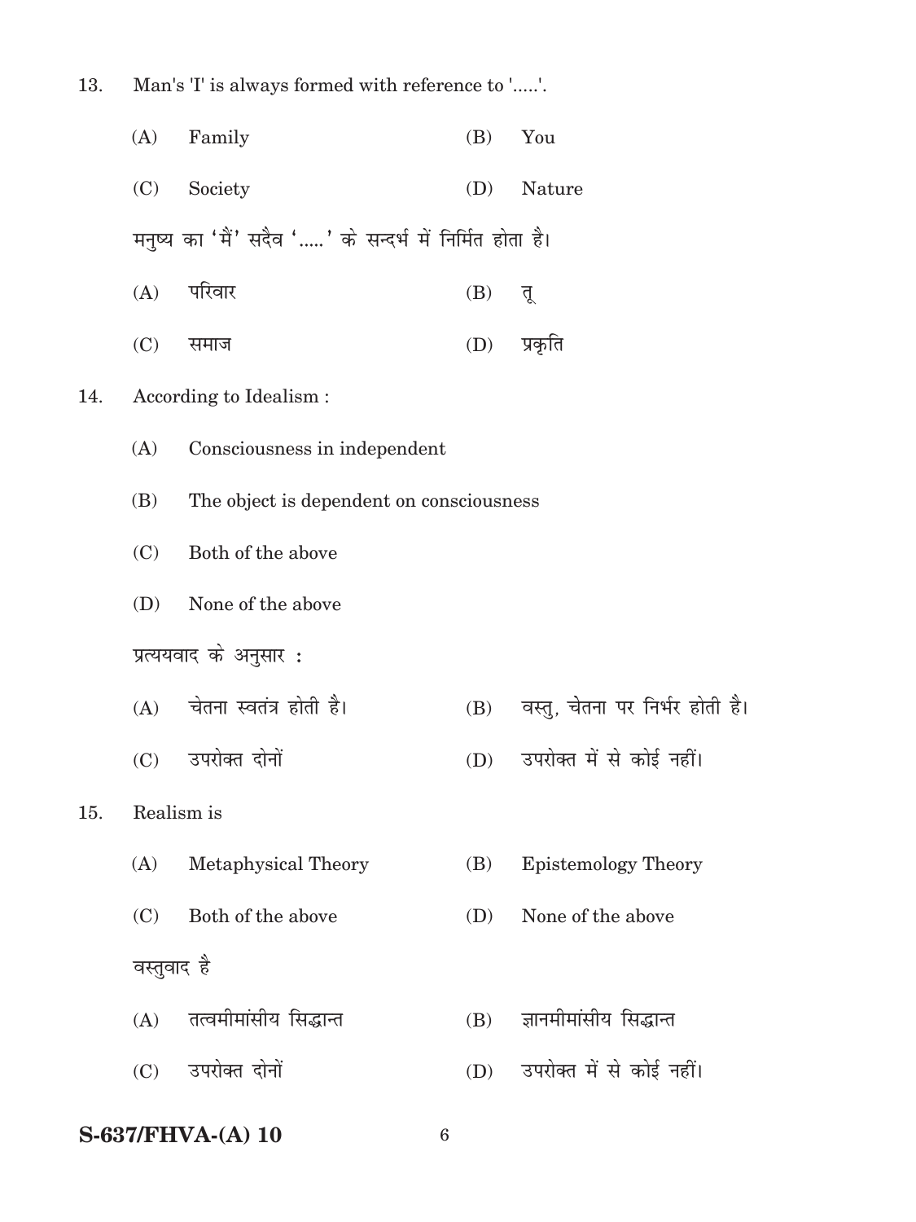13. Man's 'I' is always formed with reference to '.....'.

(A) Family (B) You

(C) Society (D) Nature

मनुष्य का 'मैं' सदैव '.....' के सन्दर्भ में निर्मित होता है।

(A) परिवार (B) तू

(C) समाज (D) प्रकृति

14. According to Idealism :

(A) Consciousness in independent

(B) The object is dependent on consciousness

(C) Both of the above

(D) None of the above

प्रत्ययवाद के अनुसार :

(A) चेतना स्वतंत्र होती है। (B) वस्तु, चेतना पर निर्भर होती है।

(C) उपरोक्त दोनों (D) उपरोक्त में से कोई नहीं।

15. Realism is

(A) Metaphysical Theory (B) Epistemology Theory

(C) Both of the above (D) None of the above

वस्तुवाद है

(A) तत्वमीमांसीय सिद्धान्त (B) ज्ञानमीमांसीय सिद्धान्त

(C) उपरोक्त दोनों (D) उपरोक्त में से कोई नहीं।

**S-637/FHVA-(A) 10**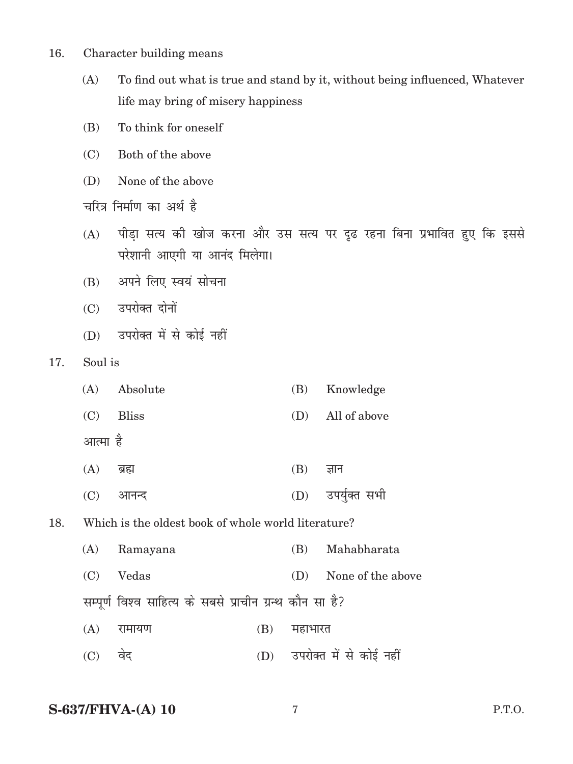16. Character building means

    (A) To find out what is true and stand by it, without being influenced, Whatever life may bring of misery happiness

    (B) To think for oneself

    (C) Both of the above

    (D) None of the above

    चरित्र निर्माण का अर्थ है

    (A) पीड़ा सत्य की खोज करना और उस सत्य पर दृढ रहना बिना प्रभावित हुए कि इससे परेशानी आएगी या आनंद मिलेगा।

    (B) अपने लिए स्वयं सोचना

    (C) उपरोक्त दोनों

    (D) उपरोक्त में से कोई नहीं

17. Soul is

    (A) Absolute (B) Knowledge

    (C) Bliss (D) All of above

    आत्मा है

    (A) ब्रह्म (B) ज्ञान

    (C) आनन्द (D) उपर्युक्त सभी

18. Which is the oldest book of whole world literature?

    (A) Ramayana (B) Mahabharata

    (C) Vedas (D) None of the above

    सम्पूर्ण विश्व साहित्य के सबसे प्राचीन ग्रन्थ कौन सा है?

    (A) रामायण (B) महाभारत

    (C) वेद (D) उपरोक्त में से कोई नहीं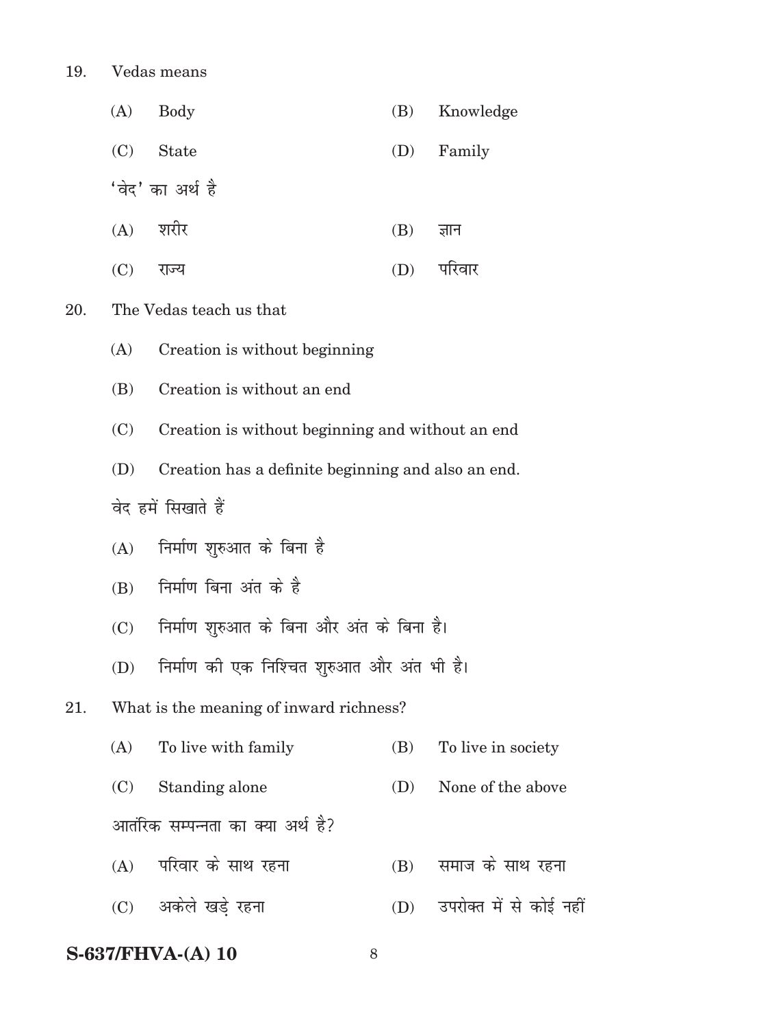19. Vedas means

(A) Body (B) Knowledge

(C) State (D) Family

'वेद' का अर्थ है

(A) शरीर (B) ज्ञान

(C) राज्य (D) परिवार

20. The Vedas teach us that

(A) Creation is without beginning

(B) Creation is without an end

(C) Creation is without beginning and without an end

(D) Creation has a definite beginning and also an end.

वेद हमें सिखाते हैं

(A) निर्माण शुरुआत के बिना है

(B) निर्माण बिना अंत के है

(C) निर्माण शुरुआत के बिना और अंत के बिना है।

(D) निर्माण की एक निश्चित शुरुआत और अंत भी है।

21. What is the meaning of inward richness?

(A) To live with family (B) To live in society

(C) Standing alone (D) None of the above

आतंरिक सम्पन्नता का क्या अर्थ है?

(A) परिवार के साथ रहना (B) समाज के साथ रहना

(C) अकेले खड़े रहना (D) उपरोक्त में से कोई नहीं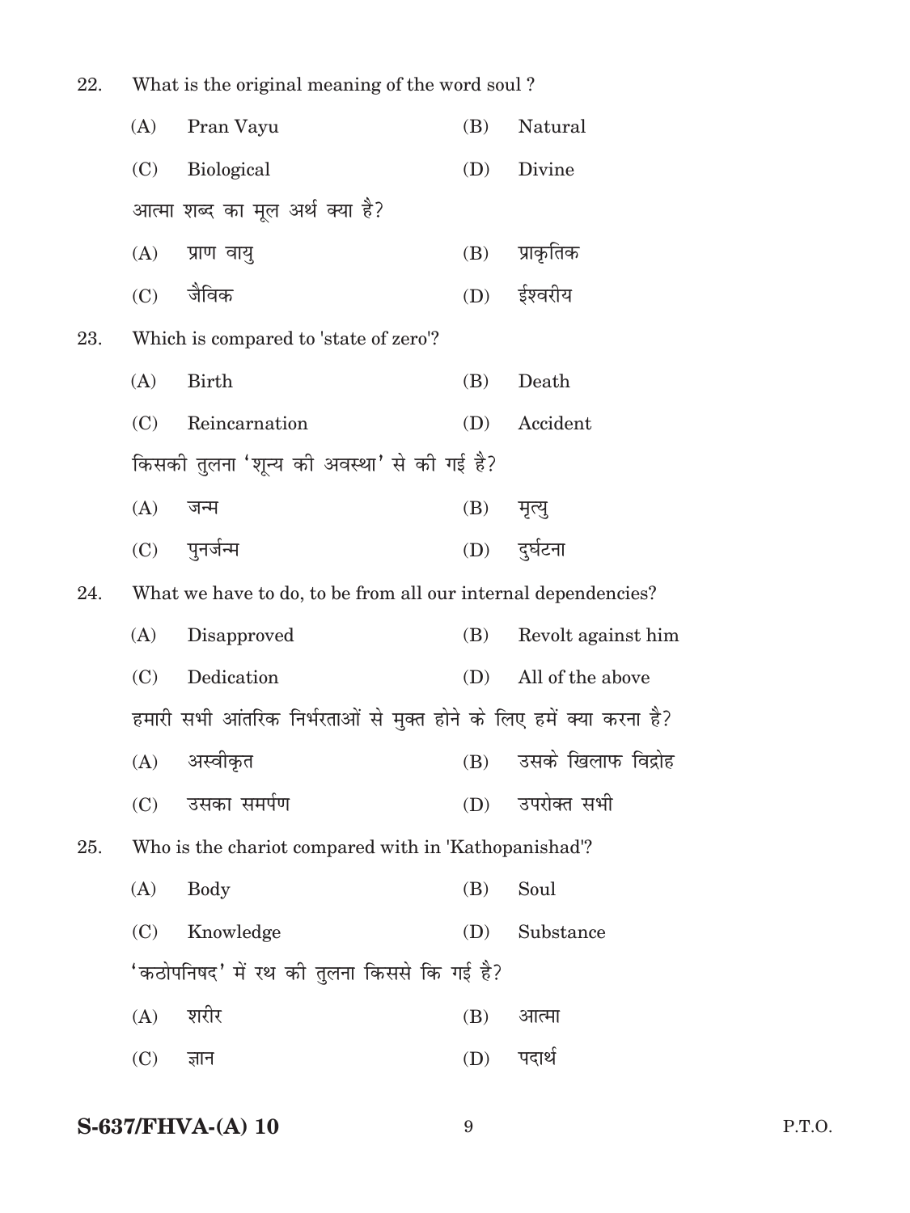22. What is the original meaning of the word soul ?

    (A) Pran Vayu (B) Natural

    (C) Biological (D) Divine

    आत्मा शब्द का मूल अर्थ क्या है?

    (A) प्राण वायु (B) प्राकृतिक

    (C) जैविक (D) ईश्वरीय

23. Which is compared to 'state of zero'?

    (A) Birth (B) Death

    (C) Reincarnation (D) Accident

    किसकी तुलना 'शून्य की अवस्था' से की गई है?

    (A) जन्म (B) मृत्यु

    (C) पुनर्जन्म (D) दुर्घटना

24. What we have to do, to be from all our internal dependencies?

    (A) Disapproved (B) Revolt against him

    (C) Dedication (D) All of the above

    हमारी सभी आंतरिक निर्भरताओं से मुक्त होने के लिए हमें क्या करना है?

    (A) अस्वीकृत (B) उसके खिलाफ विद्रोह

    (C) उसका समर्पण (D) उपरोक्त सभी

25. Who is the chariot compared with in 'Kathopanishad'?

    (A) Body (B) Soul

    (C) Knowledge (D) Substance

    'कठोपनिषद' में रथ की तुलना किससे कि गई है?

    (A) शरीर (B) आत्मा

    (C) ज्ञान (D) पदार्थ

S-637/FHVA-(A) 10

P.T.O.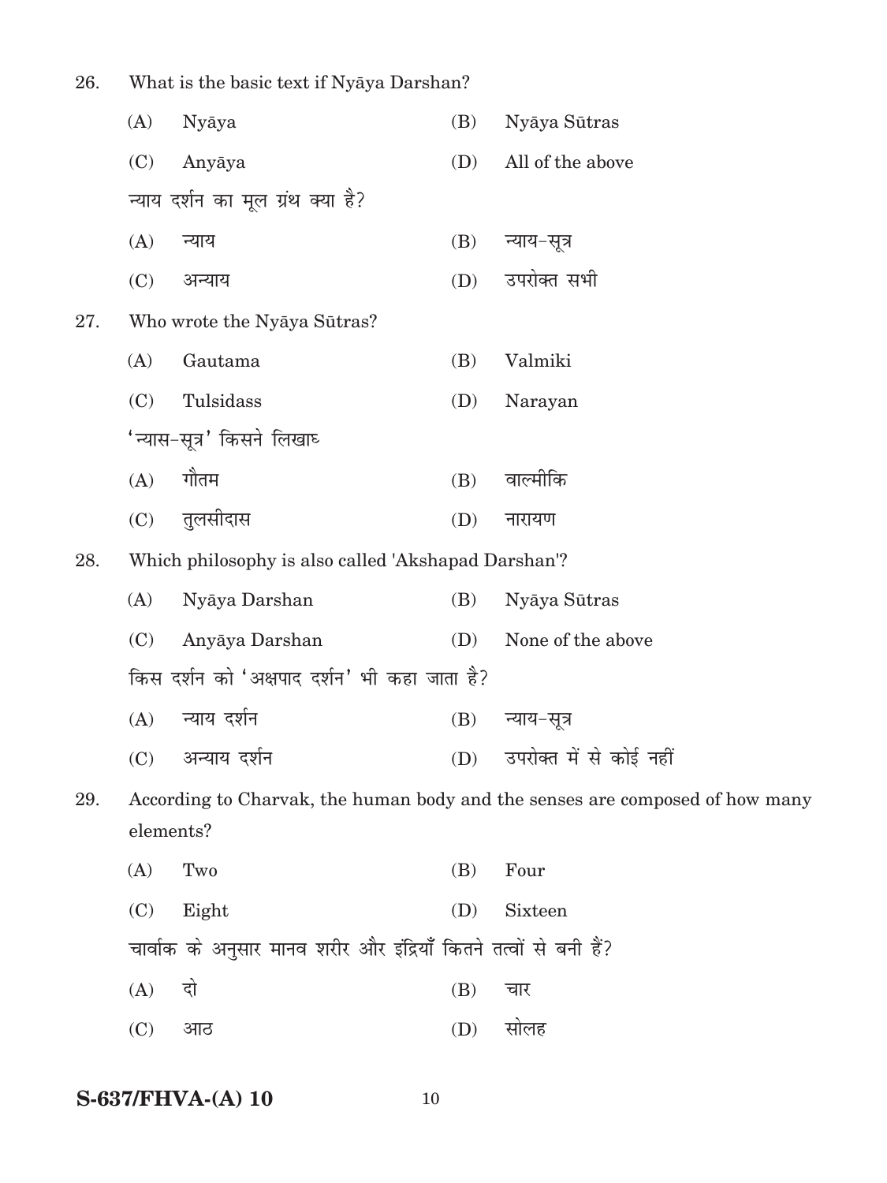26. What is the basic text if Nyāya Darshan?

(A) Nyāya (B) Nyāya Sūtras

(C) Anyāya (D) All of the above

न्याय दर्शन का मूल ग्रंथ क्या है?

(A) न्याय (B) न्याय-सूत्र

(C) अन्याय (D) उपरोक्त सभी

27. Who wrote the Nyāya Sūtras?

(A) Gautama (B) Valmiki

(C) Tulsidass (D) Narayan

'न्यास-सूत्र' किसने लिखाघ

(A) गौतम (B) वाल्मीकि

(C) तुलसीदास (D) नारायण

28. Which philosophy is also called 'Akshapad Darshan'?

(A) Nyāya Darshan (B) Nyāya Sūtras

(C) Anyāya Darshan (D) None of the above

किस दर्शन को 'अक्षपाद दर्शन' भी कहा जाता है?

(A) न्याय दर्शन (B) न्याय-सूत्र

(C) अन्याय दर्शन (D) उपरोक्त में से कोई नहीं

29. According to Charvak, the human body and the senses are composed of how many elements?

(A) Two (B) Four

(C) Eight (D) Sixteen

चार्वाक के अनुसार मानव शरीर और इंद्रियाँ कितने तत्वों से बनी हैं?

(A) दो (B) चार

(C) आठ (D) सोलह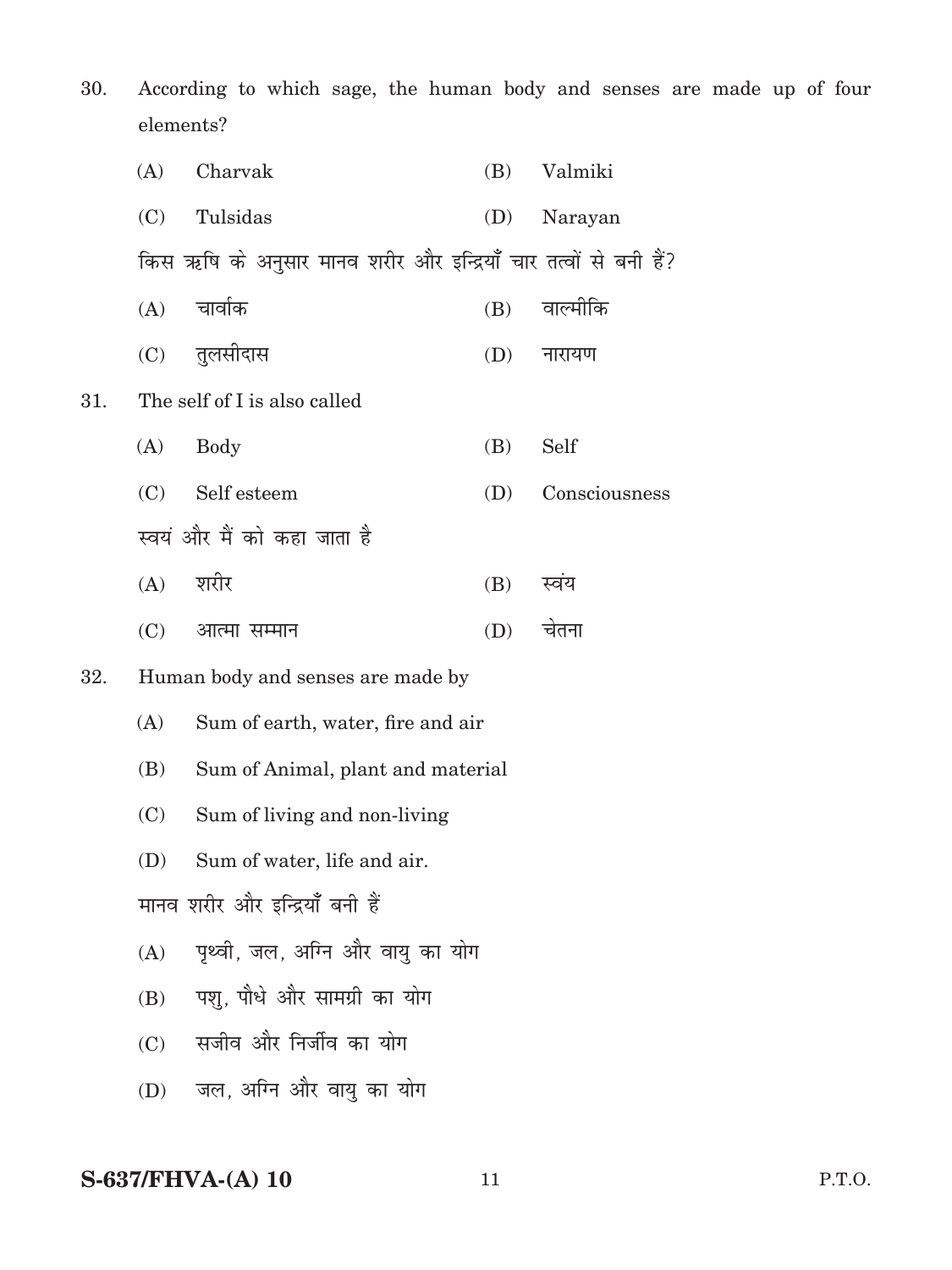30. According to which sage, the human body and senses are made up of four elements?

    (A) Charvak  (B) Valmiki

    (C) Tulsidas  (D) Narayan

    किस ऋषि के अनुसार मानव शरीर और इन्द्रियाँ चार तत्वों से बनी हैं?

    (A) चार्वाक  (B) वाल्मीकि

    (C) तुलसीदास  (D) नारायण

31. The self of I is also called

    (A) Body  (B) Self

    (C) Self esteem  (D) Consciousness

    स्वयं और मैं को कहा जाता है

    (A) शरीर  (B) स्वंय

    (C) आत्मा सम्मान  (D) चेतना

32. Human body and senses are made by

    (A) Sum of earth, water, fire and air

    (B) Sum of Animal, plant and material

    (C) Sum of living and non-living

    (D) Sum of water, life and air.

    मानव शरीर और इन्द्रियाँ बनी हैं

    (A) पृथ्वी, जल, अग्नि और वायु का योग

    (B) पशु, पौधे और सामग्री का योग

    (C) सजीव और निर्जीव का योग

    (D) जल, अग्नि और वायु का योग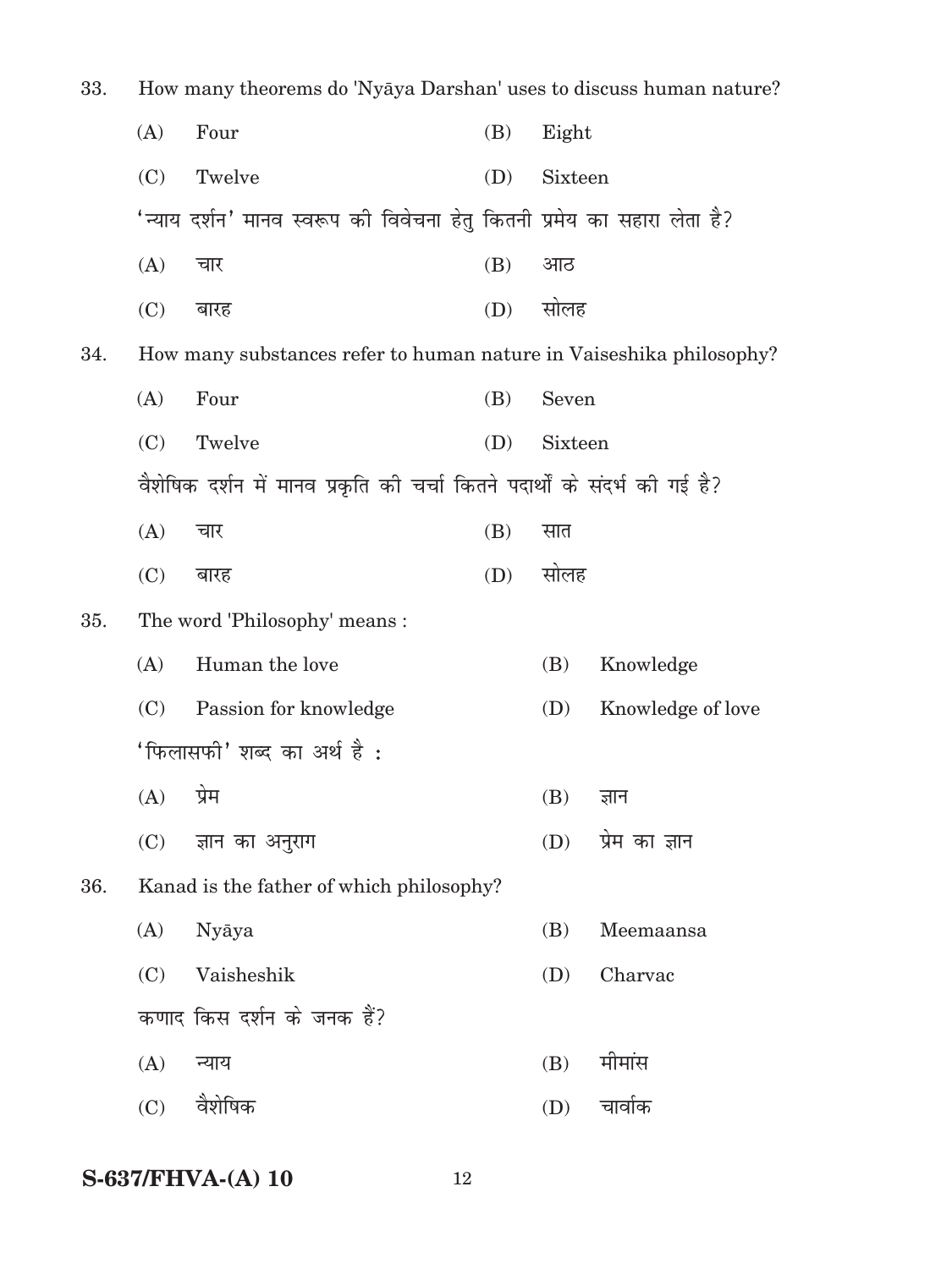33. How many theorems do 'Nyāya Darshan' uses to discuss human nature?

(A) Four (B) Eight

(C) Twelve (D) Sixteen

'न्याय दर्शन' मानव स्वरूप की विवेचना हेतु कितनी प्रमेय का सहारा लेता है?

(A) चार (B) आठ

(C) बारह (D) सोलह

34. How many substances refer to human nature in Vaiseshika philosophy?

(A) Four (B) Seven

(C) Twelve (D) Sixteen

वैशेषिक दर्शन में मानव प्रकृति की चर्चा कितने पदार्थों के संदर्भ की गई है?

(A) चार (B) सात

(C) बारह (D) सोलह

35. The word 'Philosophy' means :

(A) Human the love (B) Knowledge

(C) Passion for knowledge (D) Knowledge of love

'फिलासफी' शब्द का अर्थ है :

(A) प्रेम (B) ज्ञान

(C) ज्ञान का अनुराग (D) प्रेम का ज्ञान

36. Kanad is the father of which philosophy?

(A) Nyāya (B) Meemaansa

(C) Vaisheshik (D) Charvac

कणाद किस दर्शन के जनक हैं?

(A) न्याय (B) मीमांस

(C) वैशेषिक (D) चार्वाक

**S-637/FHVA-(A) 10**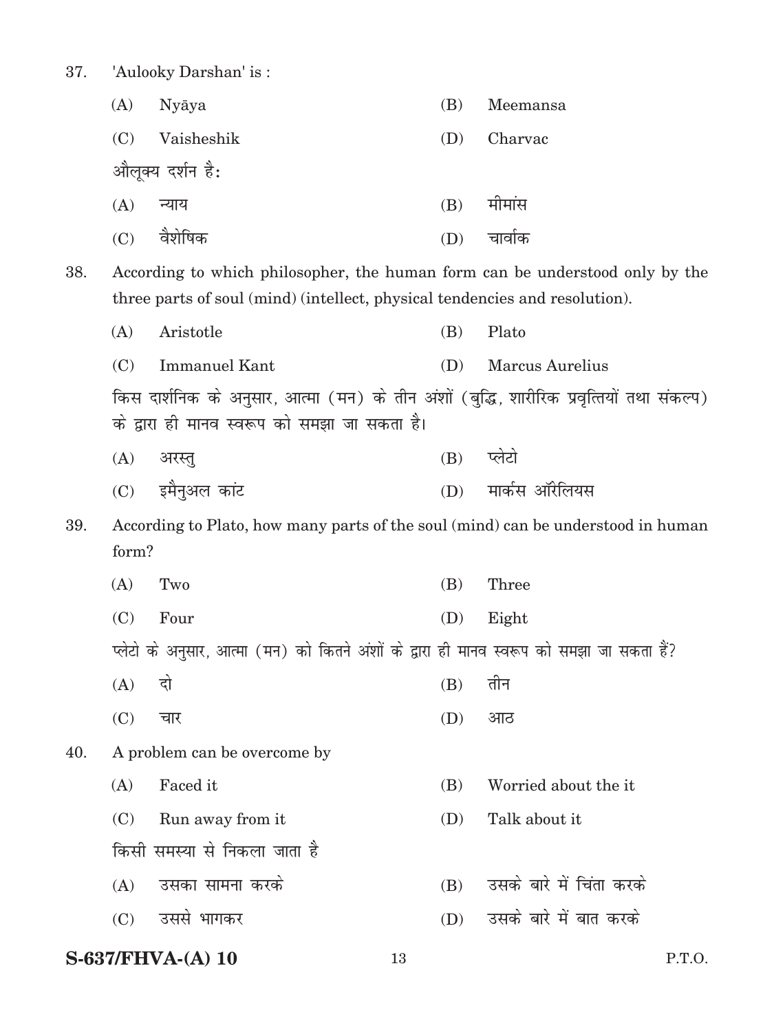37. 'Aulooky Darshan' is :

(A) Nyāya (B) Meemansa

(C) Vaisheshik (D) Charvac

औलूक्य दर्शन है:

(A) न्याय (B) मीमांस

(C) वैशेषिक (D) चार्वाक

38. According to which philosopher, the human form can be understood only by the three parts of soul (mind) (intellect, physical tendencies and resolution).

(A) Aristotle (B) Plato

(C) Immanuel Kant (D) Marcus Aurelius

किस दार्शनिक के अनुसार, आत्मा (मन) के तीन अंशों (बुद्धि, शारीरिक प्रवृत्तियों तथा संकल्प) के द्वारा ही मानव स्वरूप को समझा जा सकता है।

(A) अरस्तु (B) प्लेटो

(C) इमैनुअल कांट (D) मार्कस ऑरेलियस

39. According to Plato, how many parts of the soul (mind) can be understood in human form?

(A) Two (B) Three

(C) Four (D) Eight

प्लेटो के अनुसार, आत्मा (मन) को कितने अंशों के द्वारा ही मानव स्वरूप को समझा जा सकता हैं?

(A) दो (B) तीन

(C) चार (D) आठ

40. A problem can be overcome by

(A) Faced it (B) Worried about the it

(C) Run away from it (D) Talk about it

किसी समस्या से निकला जाता है

(A) उसका सामना करके (B) उसके बारे में चिंता करके

(C) उससे भागकर (D) उसके बारे में बात करके

S-637/FHVA-(A) 10

P.T.O.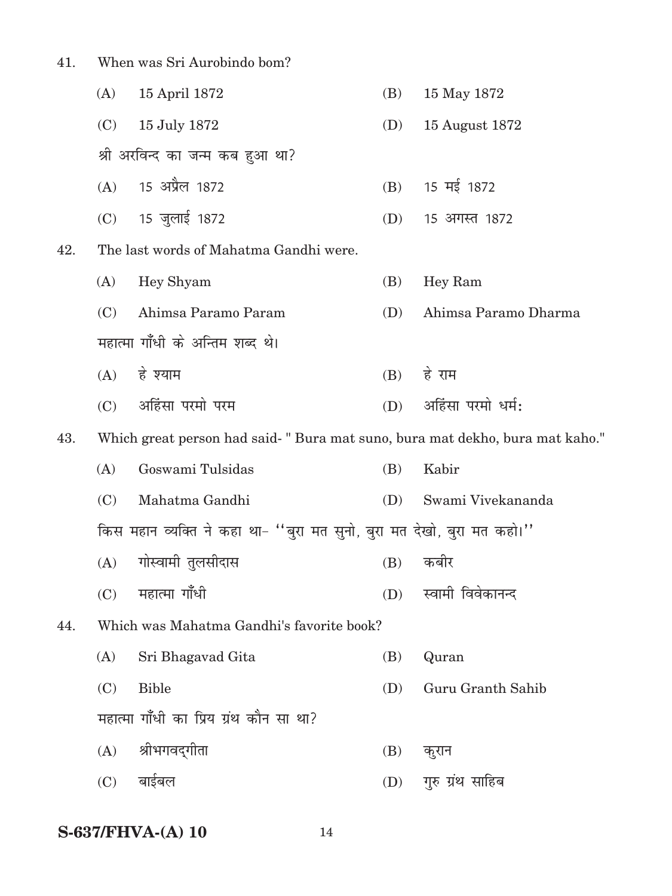41. When was Sri Aurobindo bom?

(A) 15 April 1872 (B) 15 May 1872

(C) 15 July 1872 (D) 15 August 1872

श्री अरविन्द का जन्म कब हुआ था?

(A) 15 अप्रैल 1872 (B) 15 मई 1872

(C) 15 जुलाई 1872 (D) 15 अगस्त 1872

42. The last words of Mahatma Gandhi were.

(A) Hey Shyam (B) Hey Ram

(C) Ahimsa Paramo Param (D) Ahimsa Paramo Dharma

महात्मा गाँधी के अन्तिम शब्द थे।

(A) हे श्याम (B) हे राम

(C) अहिंसा परमो परम (D) अहिंसा परमो धर्मः

43. Which great person had said- " Bura mat suno, bura mat dekho, bura mat kaho."

(A) Goswami Tulsidas (B) Kabir

(C) Mahatma Gandhi (D) Swami Vivekananda

किस महान व्यक्ति ने कहा था- ''बुरा मत सुनो, बुरा मत देखो, बुरा मत कहो।''

(A) गोस्वामी तुलसीदास (B) कबीर

(C) महात्मा गाँधी (D) स्वामी विवेकानन्द

44. Which was Mahatma Gandhi's favorite book?

(A) Sri Bhagavad Gita (B) Quran

(C) Bible (D) Guru Granth Sahib

महात्मा गाँधी का प्रिय ग्रंथ कौन सा था?

(A) श्रीभगवद्गीता (B) कुरान

(C) बाईबल (D) गुरु ग्रंथ साहिब

**S-637/FHVA-(A) 10**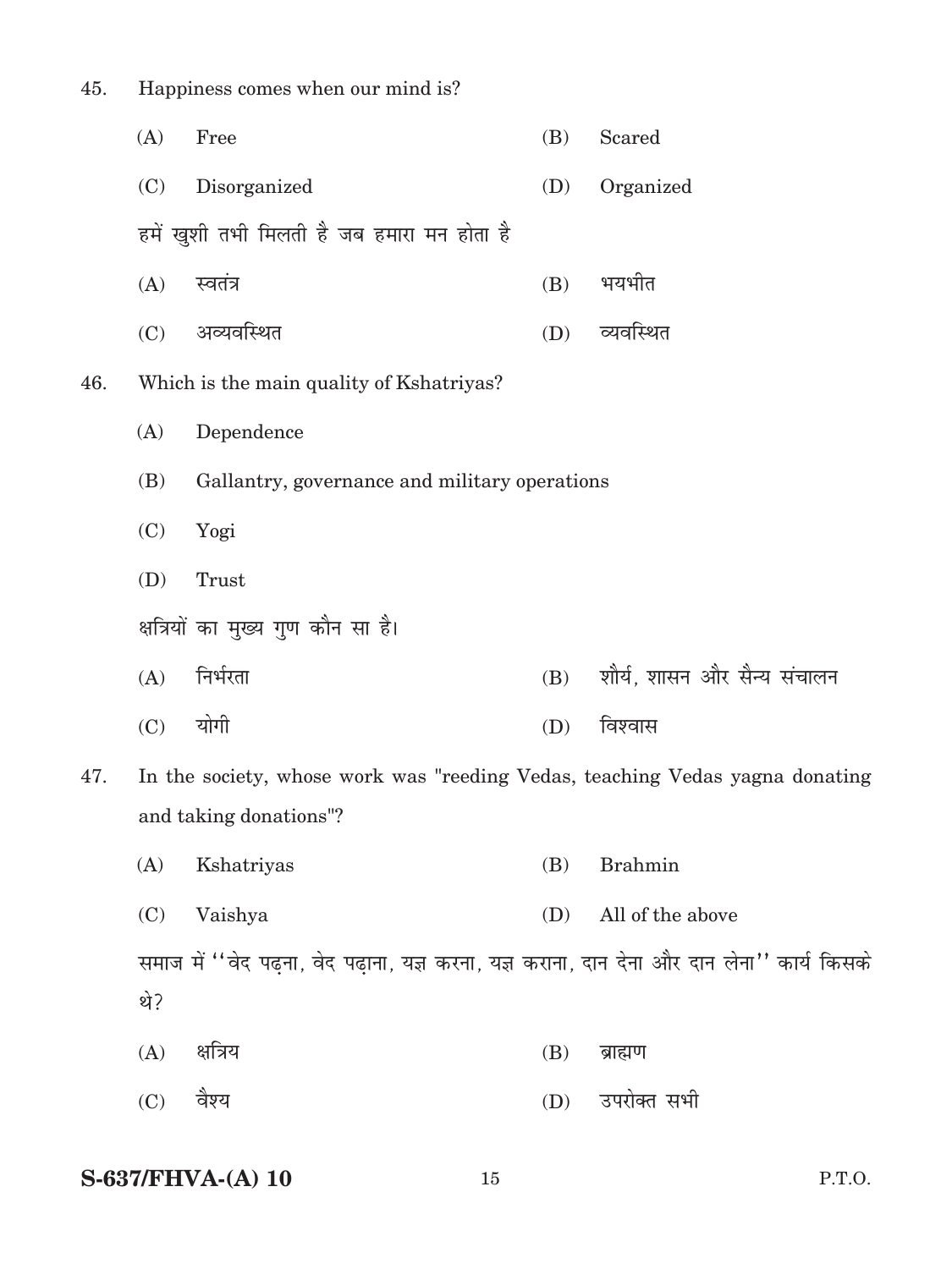45. Happiness comes when our mind is?

(A) Free (B) Scared

(C) Disorganized (D) Organized

हमें खुशी तभी मिलती है जब हमारा मन होता है

(A) स्वतंत्र (B) भयभीत

(C) अव्यवस्थित (D) व्यवस्थित

46. Which is the main quality of Kshatriyas?

(A) Dependence

(B) Gallantry, governance and military operations

(C) Yogi

(D) Trust

क्षत्रियों का मुख्य गुण कौन सा है।

(A) निर्भरता (B) शौर्य, शासन और सैन्य संचालन

(C) योगी (D) विश्वास

47. In the society, whose work was "reeding Vedas, teaching Vedas yagna donating and taking donations"?

(A) Kshatriyas (B) Brahmin

(C) Vaishya (D) All of the above

समाज में ''वेद पढ़ना, वेद पढ़ाना, यज्ञ करना, यज्ञ कराना, दान देना और दान लेना'' कार्य किसके थे?

(A) क्षत्रिय (B) ब्राह्मण

(C) वैश्य (D) उपरोक्त सभी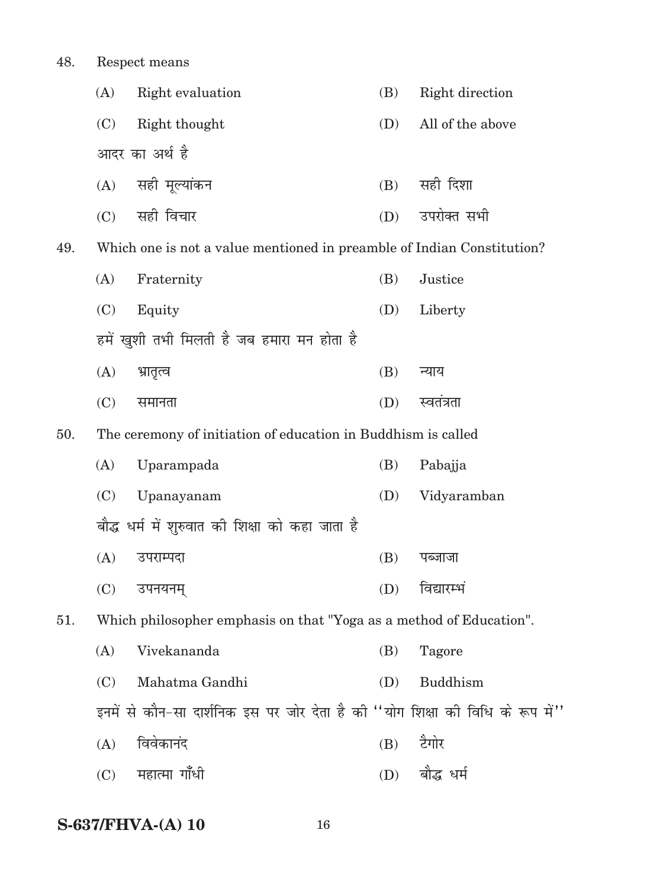48. Respect means

(A) Right evaluation
(B) Right direction
(C) Right thought
(D) All of the above

आदर का अर्थ है

(A) सही मूल्यांकन
(B) सही दिशा
(C) सही विचार
(D) उपरोक्त सभी

49. Which one is not a value mentioned in preamble of Indian Constitution?

(A) Fraternity
(B) Justice
(C) Equity
(D) Liberty

हमें खुशी तभी मिलती है जब हमारा मन होता है

(A) भ्रातृत्व
(B) न्याय
(C) समानता
(D) स्वतंत्रता

50. The ceremony of initiation of education in Buddhism is called

(A) Uparampada
(B) Pabajja
(C) Upanayanam
(D) Vidyaramban

बौद्ध धर्म में शुरुवात की शिक्षा को कहा जाता है

(A) उपराम्पदा
(B) पब्जाजा
(C) उपनयनम्
(D) विद्यारम्भं

51. Which philosopher emphasis on that "Yoga as a method of Education".

(A) Vivekananda
(B) Tagore
(C) Mahatma Gandhi
(D) Buddhism

इनमें से कौन-सा दार्शनिक इस पर जोर देता है की ''योग शिक्षा की विधि के रूप में''

(A) विवेकानंद
(B) टैगोर
(C) महात्मा गाँधी
(D) बौद्ध धर्म

**S-637/FHVA-(A) 10**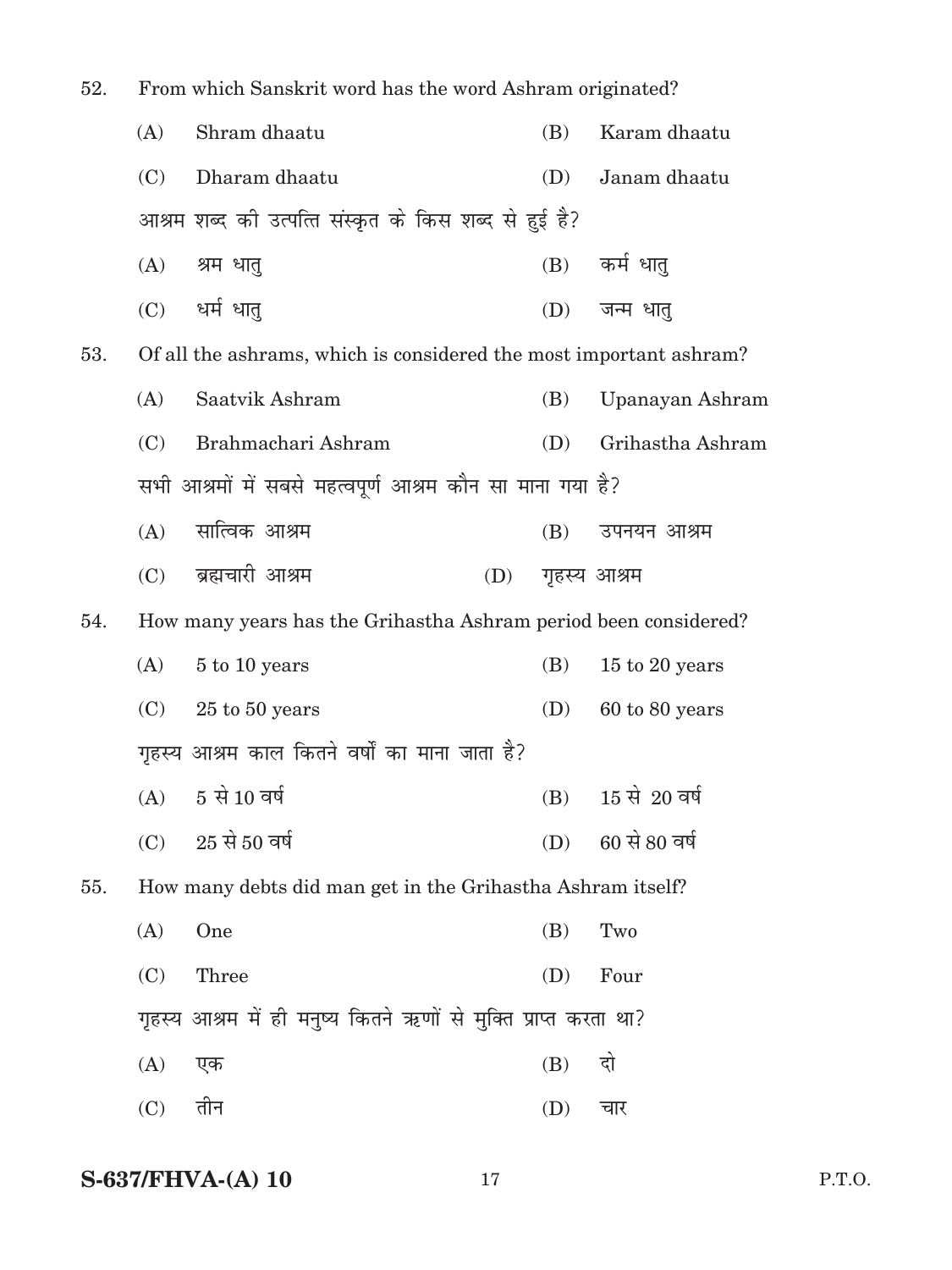52. From which Sanskrit word has the word Ashram originated?

(A) Shram dhaatu (B) Karam dhaatu

(C) Dharam dhaatu (D) Janam dhaatu

आश्रम शब्द की उत्पत्ति संस्कृत के किस शब्द से हुई है?

(A) श्रम धातु (B) कर्म धातु

(C) धर्म धातु (D) जन्म धातु

53. Of all the ashrams, which is considered the most important ashram?

(A) Saatvik Ashram (B) Upanayan Ashram

(C) Brahmachari Ashram (D) Grihastha Ashram

सभी आश्रमों में सबसे महत्वपूर्ण आश्रम कौन सा माना गया है?

(A) सात्विक आश्रम (B) उपनयन आश्रम

(C) ब्रह्मचारी आश्रम (D) गृहस्थ आश्रम

54. How many years has the Grihastha Ashram period been considered?

(A) 5 to 10 years (B) 15 to 20 years

(C) 25 to 50 years (D) 60 to 80 years

गृहस्थ आश्रम काल कितने वर्षों का माना जाता है?

(A) 5 से 10 वर्ष (B) 15 से 20 वर्ष

(C) 25 से 50 वर्ष (D) 60 से 80 वर्ष

55. How many debts did man get in the Grihastha Ashram itself?

(A) One (B) Two

(C) Three (D) Four

गृहस्थ आश्रम में ही मनुष्य कितने ऋणों से मुक्ति प्राप्त करता था?

(A) एक (B) दो

(C) तीन (D) चार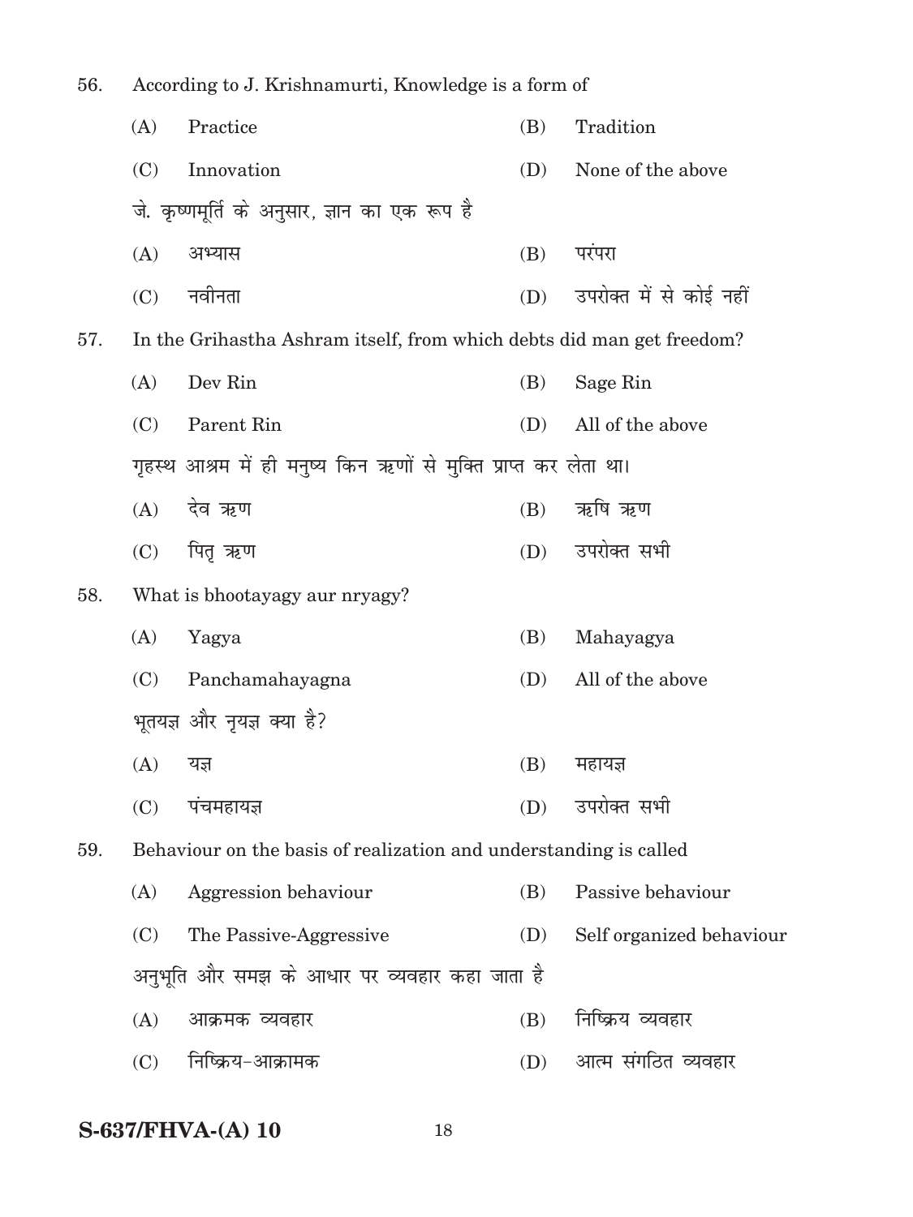56. According to J. Krishnamurti, Knowledge is a form of

(A) Practice (B) Tradition

(C) Innovation (D) None of the above

जे. कृष्णमूर्ति के अनुसार, ज्ञान का एक रूप है

(A) अभ्यास (B) परंपरा

(C) नवीनता (D) उपरोक्त में से कोई नहीं

57. In the Grihastha Ashram itself, from which debts did man get freedom?

(A) Dev Rin (B) Sage Rin

(C) Parent Rin (D) All of the above

गृहस्थ आश्रम में ही मनुष्य किन ऋणों से मुक्ति प्राप्त कर लेता था।

(A) देव ऋण (B) ऋषि ऋण

(C) पितृ ऋण (D) उपरोक्त सभी

58. What is bhootayagy aur nryagy?

(A) Yagya (B) Mahayagya

(C) Panchamahayagna (D) All of the above

भूतयज्ञ और नृयज्ञ क्या है?

(A) यज्ञ (B) महायज्ञ

(C) पंचमहायज्ञ (D) उपरोक्त सभी

59. Behaviour on the basis of realization and understanding is called

(A) Aggression behaviour (B) Passive behaviour

(C) The Passive-Aggressive (D) Self organized behaviour

अनुभूति और समझ के आधार पर व्यवहार कहा जाता है

(A) आक्रमक व्यवहार (B) निष्क्रिय व्यवहार

(C) निष्क्रिय-आक्रामक (D) आत्म संगठित व्यवहार

**S-637/FHVA-(A) 10**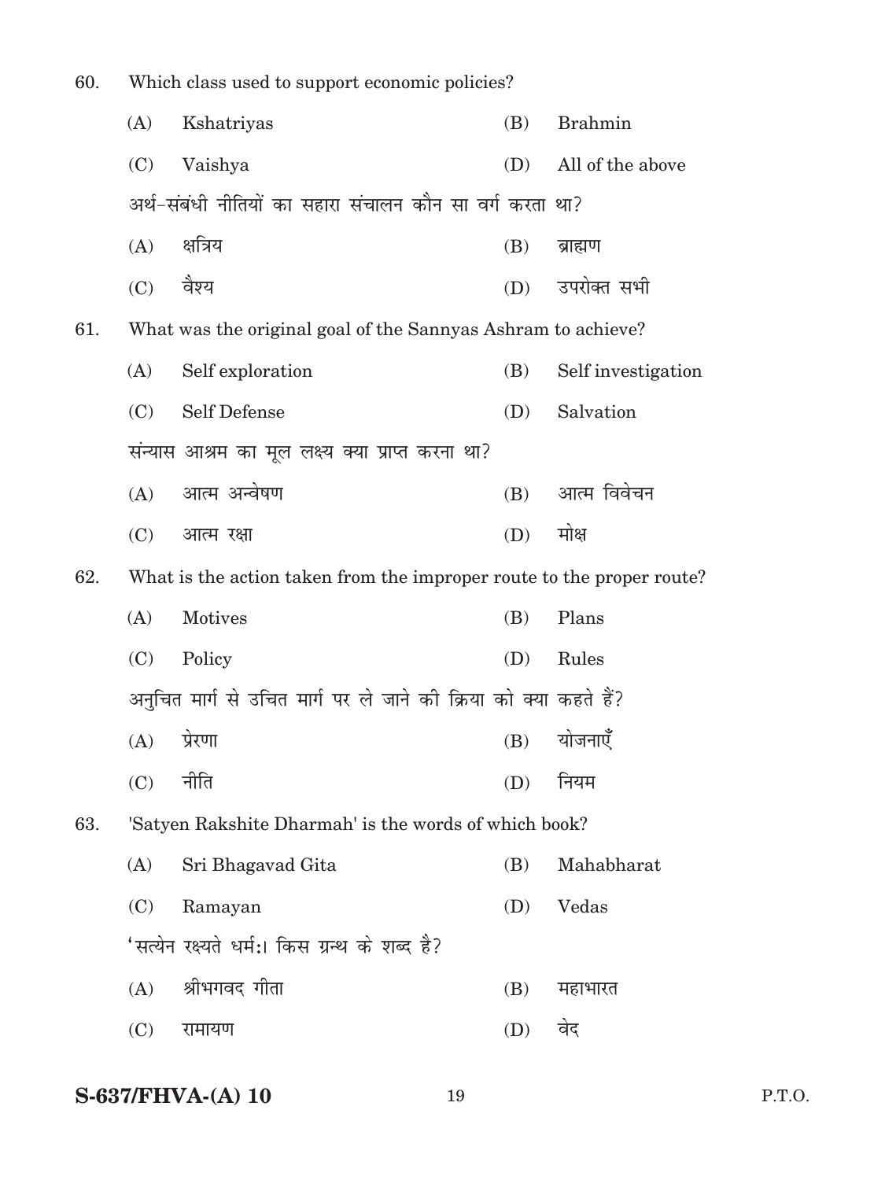60. Which class used to support economic policies?

(A) Kshatriyas (B) Brahmin

(C) Vaishya (D) All of the above

अर्थ-संबंधी नीतियों का सहारा संचालन कौन सा वर्ग करता था?

(A) क्षत्रिय (B) ब्राह्मण

(C) वैश्य (D) उपरोक्त सभी

61. What was the original goal of the Sannyas Ashram to achieve?

(A) Self exploration (B) Self investigation

(C) Self Defense (D) Salvation

संन्यास आश्रम का मूल लक्ष्य क्या प्राप्त करना था?

(A) आत्म अन्वेषण (B) आत्म विवेचन

(C) आत्म रक्षा (D) मोक्ष

62. What is the action taken from the improper route to the proper route?

(A) Motives (B) Plans

(C) Policy (D) Rules

अनुचित मार्ग से उचित मार्ग पर ले जाने की क्रिया को क्या कहते हैं?

(A) प्रेरणा (B) योजनाएँ

(C) नीति (D) नियम

63. 'Satyen Rakshite Dharmah' is the words of which book?

(A) Sri Bhagavad Gita (B) Mahabharat

(C) Ramayan (D) Vedas

'सत्येन रक्ष्यते धर्मः। किस ग्रन्थ के शब्द है?

(A) श्रीभगवद गीता (B) महाभारत

(C) रामायण (D) वेद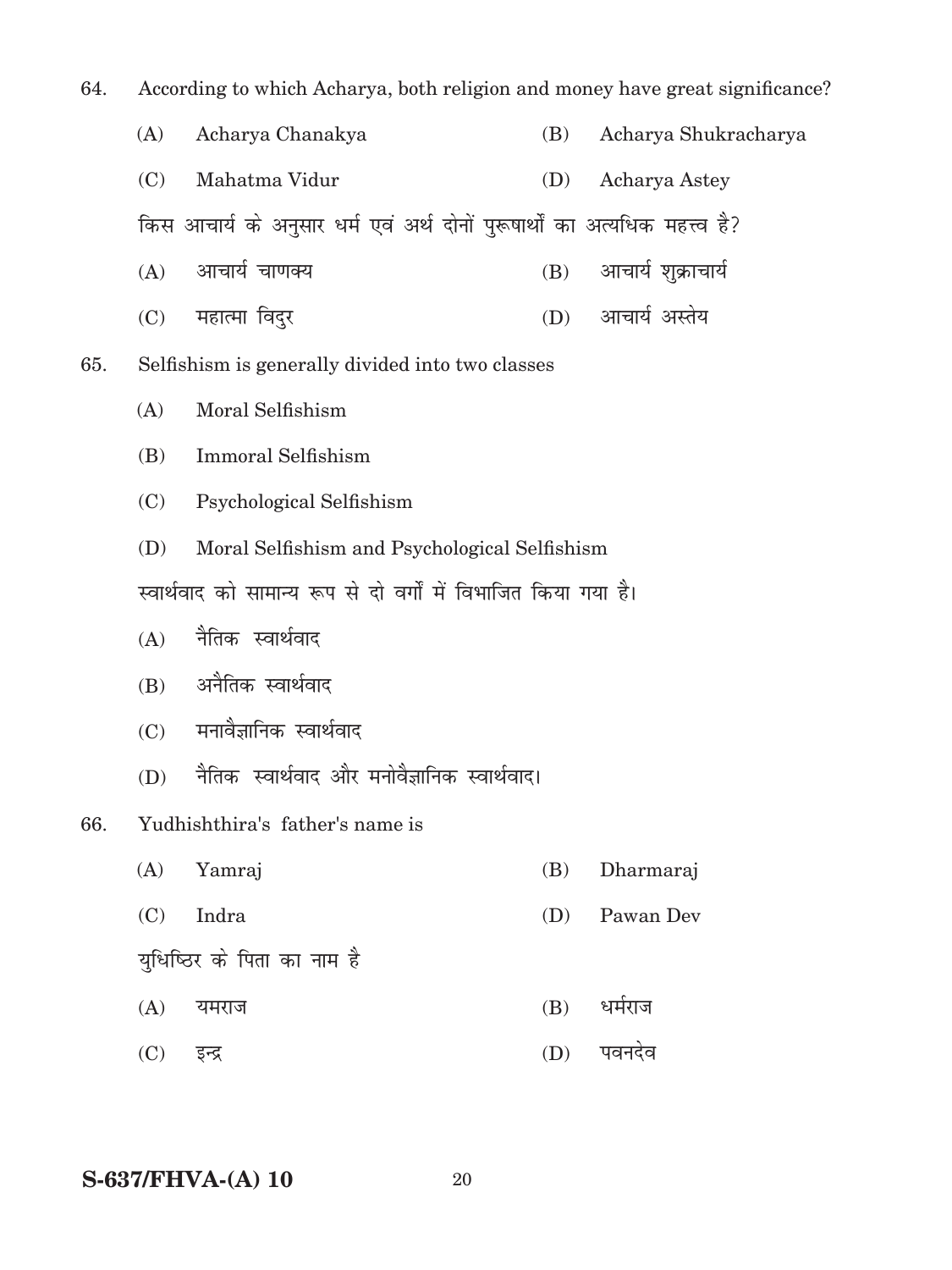64. According to which Acharya, both religion and money have great significance?

(A) Acharya Chanakya (B) Acharya Shukracharya

(C) Mahatma Vidur (D) Acharya Astey

किस आचार्य के अनुसार धर्म एवं अर्थ दोनों पुरूषार्थो का अत्यधिक महत्त्व है?

(A) आचार्य चाणक्य (B) आचार्य शुक्राचार्य

(C) महात्मा विदुर (D) आचार्य अस्तेय

65. Selfishism is generally divided into two classes

(A) Moral Selfishism

(B) Immoral Selfishism

(C) Psychological Selfishism

(D) Moral Selfishism and Psychological Selfishism

स्वार्थवाद को सामान्य रूप से दो वर्गों में विभाजित किया गया है।

(A) नैतिक स्वार्थवाद

(B) अनैतिक स्वार्थवाद

(C) मनावैज्ञानिक स्वार्थवाद

(D) नैतिक स्वार्थवाद और मनोवैज्ञानिक स्वार्थवाद।

66. Yudhishthira's father's name is

(A) Yamraj (B) Dharmaraj

(C) Indra (D) Pawan Dev

युधिष्ठिर के पिता का नाम है

(A) यमराज (B) धर्मराज

(C) इन्द्र (D) पवनदेव

S-637/FHVA-(A) 10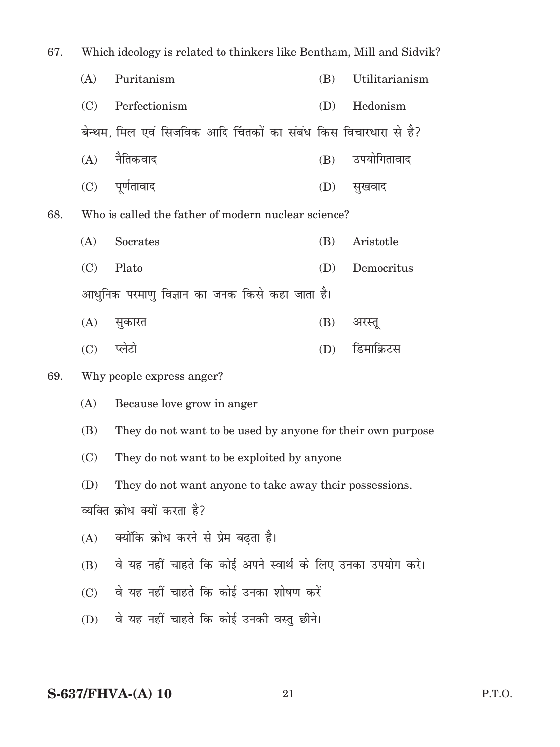67. Which ideology is related to thinkers like Bentham, Mill and Sidvik?

(A) Puritanism (B) Utilitarianism

(C) Perfectionism (D) Hedonism

बेन्थम, मिल एवं सिजविक आदि चिंतकों का संबंध किस विचारधारा से है?

(A) नैतिकवाद (B) उपयोगितावाद

(C) पूर्णतावाद (D) सुखवाद

68. Who is called the father of modern nuclear science?

(A) Socrates (B) Aristotle

(C) Plato (D) Democritus

आधुनिक परमाणु विज्ञान का जनक किसे कहा जाता है।

(A) सुकारत (B) अरस्तू

(C) प्लेटो (D) डिमाक्रिटस

69. Why people express anger?

(A) Because love grow in anger

(B) They do not want to be used by anyone for their own purpose

(C) They do not want to be exploited by anyone

(D) They do not want anyone to take away their possessions.

व्यक्ति क्रोध क्यों करता है?

(A) क्योंकि क्रोध करने से प्रेम बढ़ता है।

(B) वे यह नहीं चाहते कि कोई अपने स्वार्थ के लिए उनका उपयोग करे।

(C) वे यह नहीं चाहते कि कोई उनका शोषण करें

(D) वे यह नहीं चाहते कि कोई उनकी वस्तु छीने।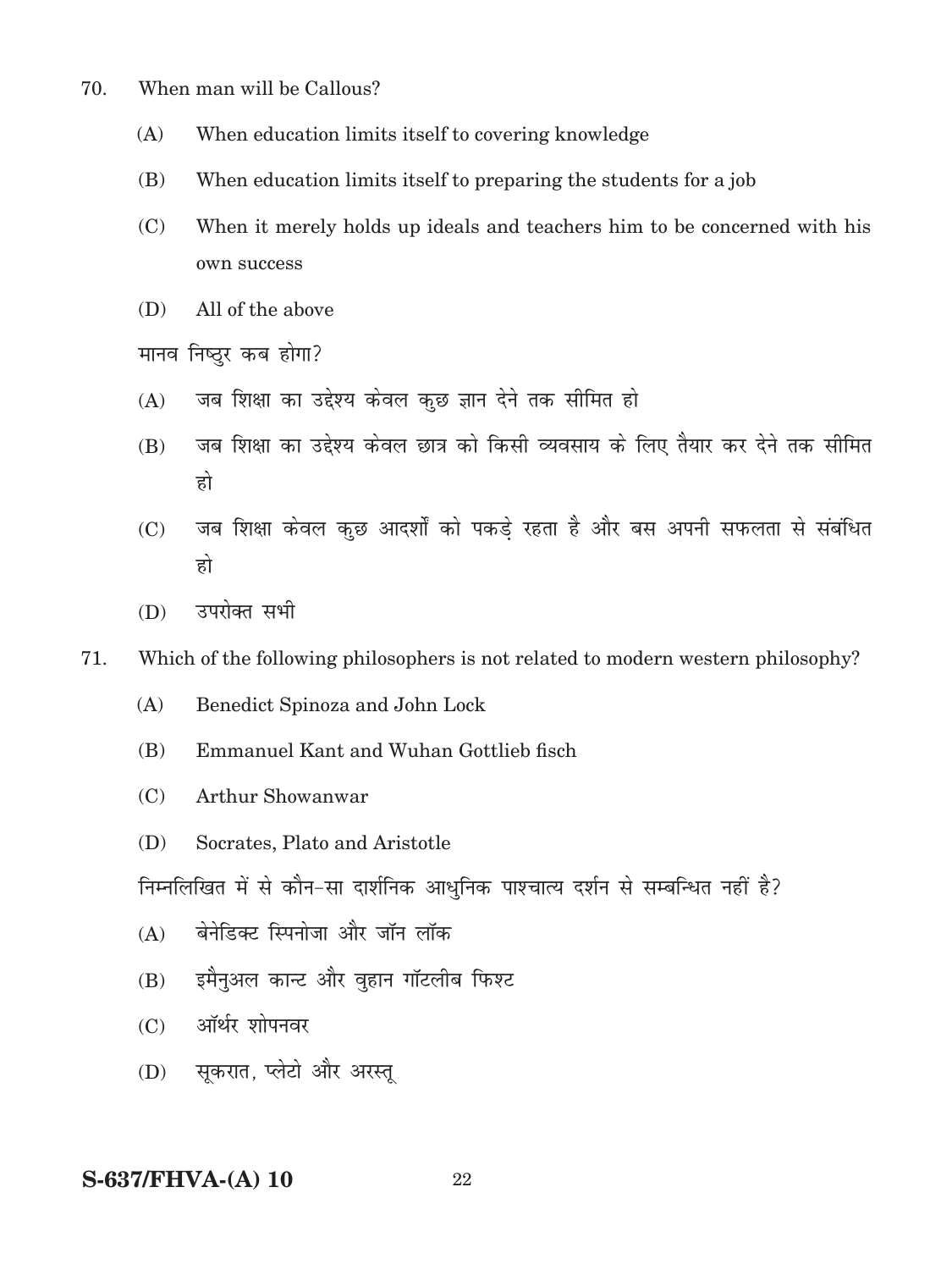70. When man will be Callous?

(A) When education limits itself to covering knowledge

(B) When education limits itself to preparing the students for a job

(C) When it merely holds up ideals and teachers him to be concerned with his own success

(D) All of the above

मानव निष्ठुर कब होगा?

(A) जब शिक्षा का उद्देश्य केवल कुछ ज्ञान देने तक सीमित हो

(B) जब शिक्षा का उद्देश्य केवल छात्र को किसी व्यवसाय के लिए तैयार कर देने तक सीमित हो

(C) जब शिक्षा केवल कुछ आदर्शों को पकड़े रहता है और बस अपनी सफलता से संबंधित हो

(D) उपरोक्त सभी

71. Which of the following philosophers is not related to modern western philosophy?

(A) Benedict Spinoza and John Lock

(B) Emmanuel Kant and Wuhan Gottlieb fisch

(C) Arthur Showanwar

(D) Socrates, Plato and Aristotle

निम्नलिखित में से कौन-सा दार्शनिक आधुनिक पाश्चात्य दर्शन से सम्बन्धित नहीं है?

(A) बेनेडिक्ट स्पिनोजा और जॉन लॉक

(B) इमैनुअल कान्ट और वुहान गॉटलीब फिश्ट

(C) ऑर्थर शोपनवर

(D) सूकरात, प्लेटो और अरस्तू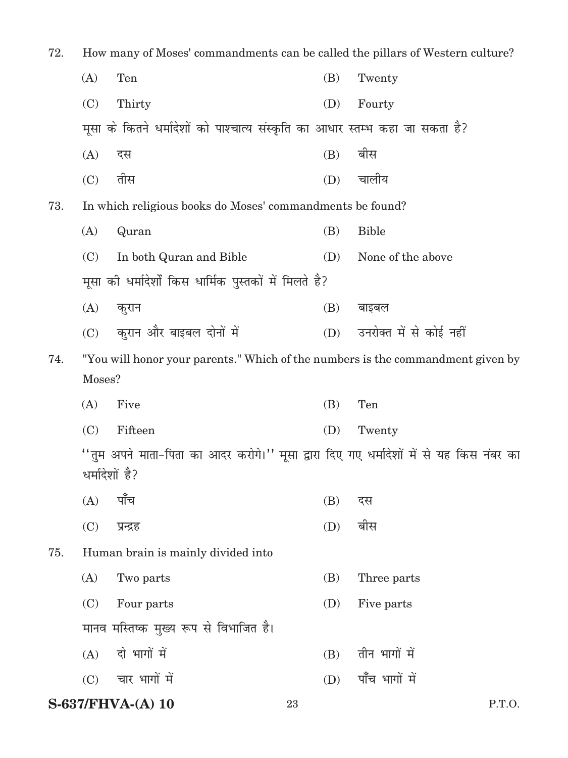72. How many of Moses' commandments can be called the pillars of Western culture?

(A) Ten (B) Twenty

(C) Thirty (D) Fourty

मूसा के कितने धर्मादेशों को पाश्चात्य संस्कृति का आधार स्तम्भ कहा जा सकता है?

(A) दस (B) बीस

(C) तीस (D) चालीय

73. In which religious books do Moses' commandments be found?

(A) Quran (B) Bible

(C) In both Quran and Bible (D) None of the above

मूसा की धर्मादेशों किस धार्मिक पुस्तकों में मिलते है?

(A) कुरान (B) बाइबल

(C) कुरान और बाइबल दोनों में (D) उनरोक्त में से कोई नहीं

74. "You will honor your parents." Which of the numbers is the commandment given by Moses?

(A) Five (B) Ten

(C) Fifteen (D) Twenty

''तुम अपने माता-पिता का आदर करोगे।'' मूसा द्वारा दिए गए धर्मादेशों में से यह किस नंबर का धर्मादेशों है?

(A) पाँच (B) दस

(C) प्रन्द्रह (D) बीस

75. Human brain is mainly divided into

(A) Two parts (B) Three parts

(C) Four parts (D) Five parts

मानव मस्तिष्क मुख्य रूप से विभाजित है।

(A) दो भागों में (B) तीन भागों में

(C) चार भागों में (D) पाँच भागों में

**S-637/FHVA-(A) 10** P.T.O.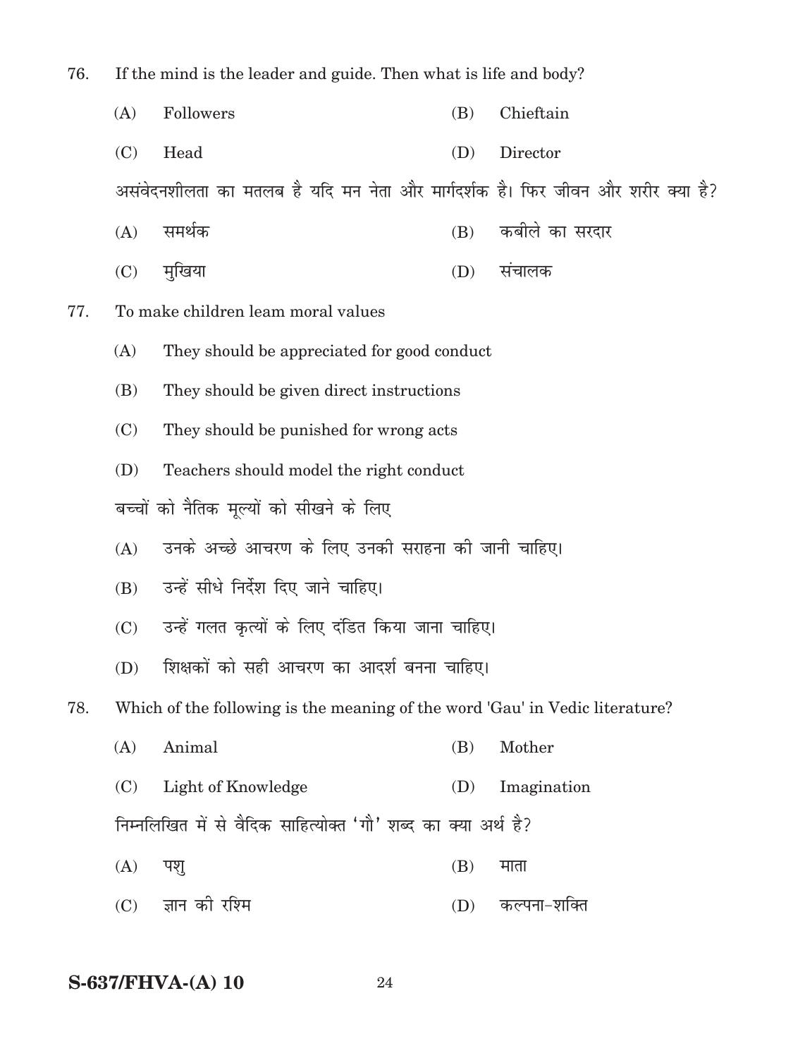76. If the mind is the leader and guide. Then what is life and body?

(A) Followers (B) Chieftain

(C) Head (D) Director

असंवेदनशीलता का मतलब है यदि मन नेता और मार्गदर्शक है। फिर जीवन और शरीर क्या है?

(A) समर्थक (B) कबीले का सरदार

(C) मुखिया (D) संचालक

77. To make children leam moral values

(A) They should be appreciated for good conduct

(B) They should be given direct instructions

(C) They should be punished for wrong acts

(D) Teachers should model the right conduct

बच्चों को नैतिक मूल्यों को सीखने के लिए

(A) उनके अच्छे आचरण के लिए उनकी सराहना की जानी चाहिए।

(B) उन्हें सीधे निर्देश दिए जाने चाहिए।

(C) उन्हें गलत कृत्यों के लिए दंडित किया जाना चाहिए।

(D) शिक्षकों को सही आचरण का आदर्श बनना चाहिए।

78. Which of the following is the meaning of the word 'Gau' in Vedic literature?

(A) Animal (B) Mother

(C) Light of Knowledge (D) Imagination

निम्नलिखित में से वैदिक साहित्योक्त 'गौ' शब्द का क्या अर्थ है?

(A) पशु (B) माता

(C) ज्ञान की रश्मि (D) कल्पना-शक्ति

S-637/FHVA-(A) 10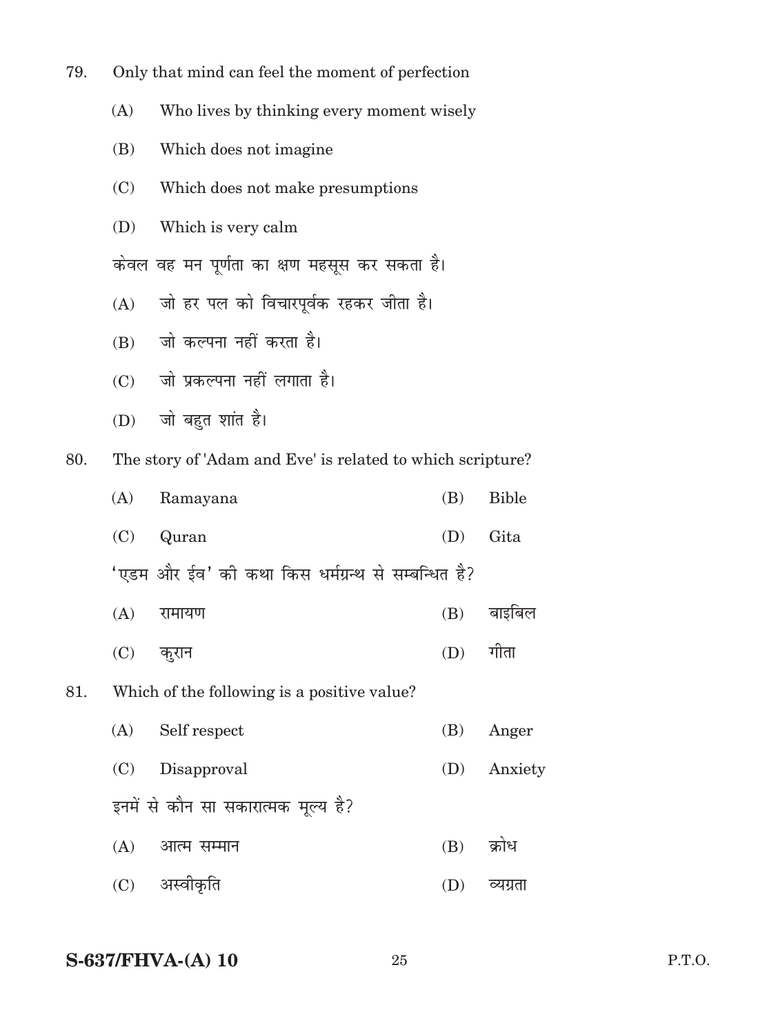79. Only that mind can feel the moment of perfection

    (A) Who lives by thinking every moment wisely

    (B) Which does not imagine

    (C) Which does not make presumptions

    (D) Which is very calm

    केवल वह मन पूर्णता का क्षण महसूस कर सकता है।

    (A) जो हर पल को विचारपूर्वक रहकर जीता है।

    (B) जो कल्पना नहीं करता है।

    (C) जो प्रकल्पना नहीं लगाता है।

    (D) जो बहुत शांत है।

80. The story of 'Adam and Eve' is related to which scripture?

    (A) Ramayana (B) Bible

    (C) Quran (D) Gita

    'एडम और ईव' की कथा किस धर्मग्रन्थ से सम्बन्धित है?

    (A) रामायण (B) बाइबिल

    (C) कुरान (D) गीता

81. Which of the following is a positive value?

    (A) Self respect (B) Anger

    (C) Disapproval (D) Anxiety

    इनमें से कौन सा सकारात्मक मूल्य है?

    (A) आत्म सम्मान (B) क्रोध

    (C) अस्वीकृति (D) व्यग्रता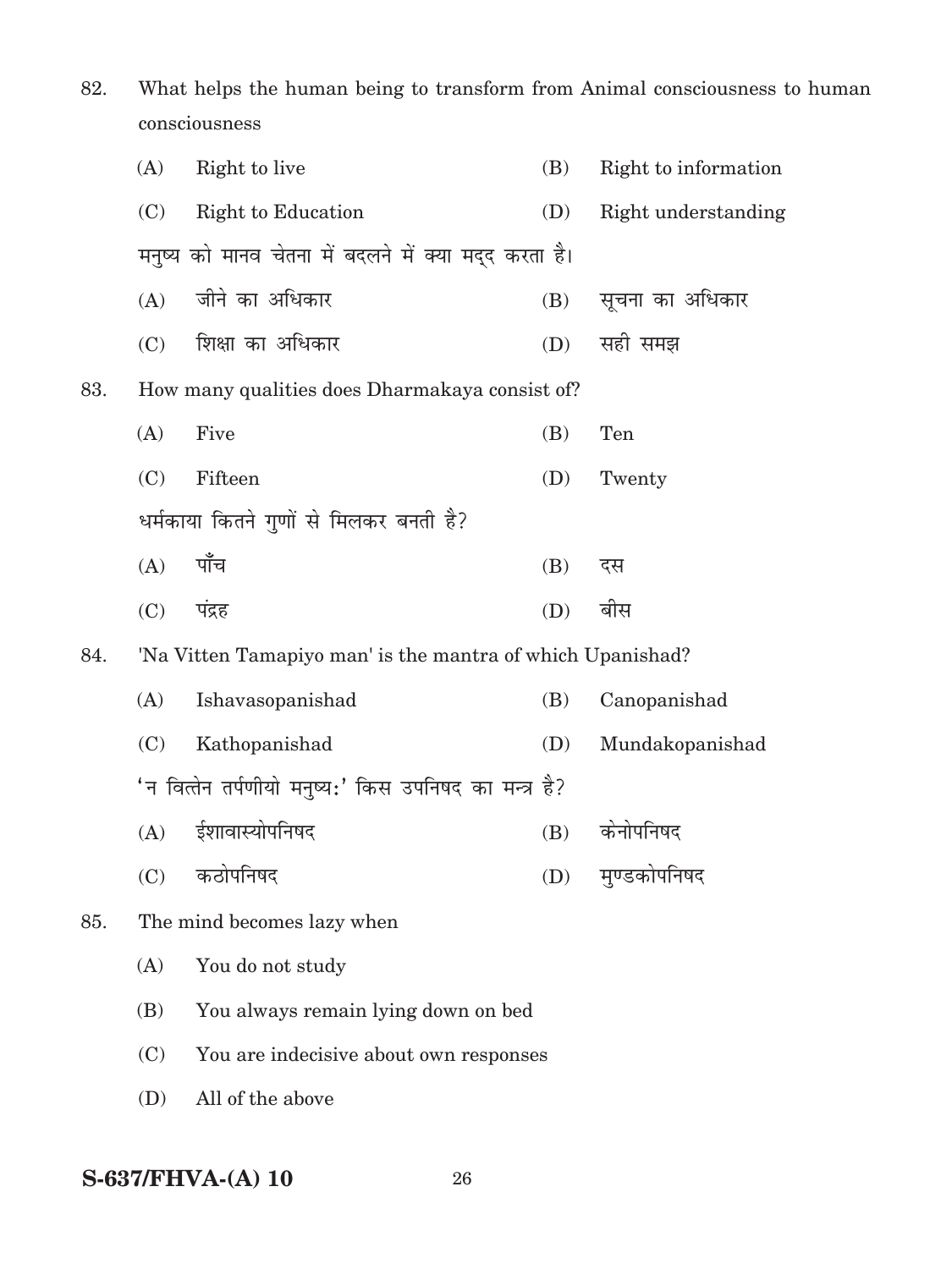82. What helps the human being to transform from Animal consciousness to human consciousness

(A) Right to live (B) Right to information

(C) Right to Education (D) Right understanding

मनुष्य को मानव चेतना में बदलने में क्या मद्द करता है।

(A) जीने का अधिकार (B) सूचना का अधिकार

(C) शिक्षा का अधिकार (D) सही समझ

83. How many qualities does Dharmakaya consist of?

(A) Five (B) Ten

(C) Fifteen (D) Twenty

धर्मकाया कितने गुणों से मिलकर बनती है?

(A) पाँच (B) दस

(C) पंद्रह (D) बीस

84. 'Na Vitten Tamapiyo man' is the mantra of which Upanishad?

(A) Ishavasopanishad (B) Canopanishad

(C) Kathopanishad (D) Mundakopanishad

'न वित्तेन तर्पणीयो मनुष्यः' किस उपनिषद का मन्त्र है?

(A) ईशावास्योपनिषद (B) केनोपनिषद

(C) कठोपनिषद (D) मुण्डकोपनिषद

85. The mind becomes lazy when

(A) You do not study

(B) You always remain lying down on bed

(C) You are indecisive about own responses

(D) All of the above

**S-637/FHVA-(A) 10**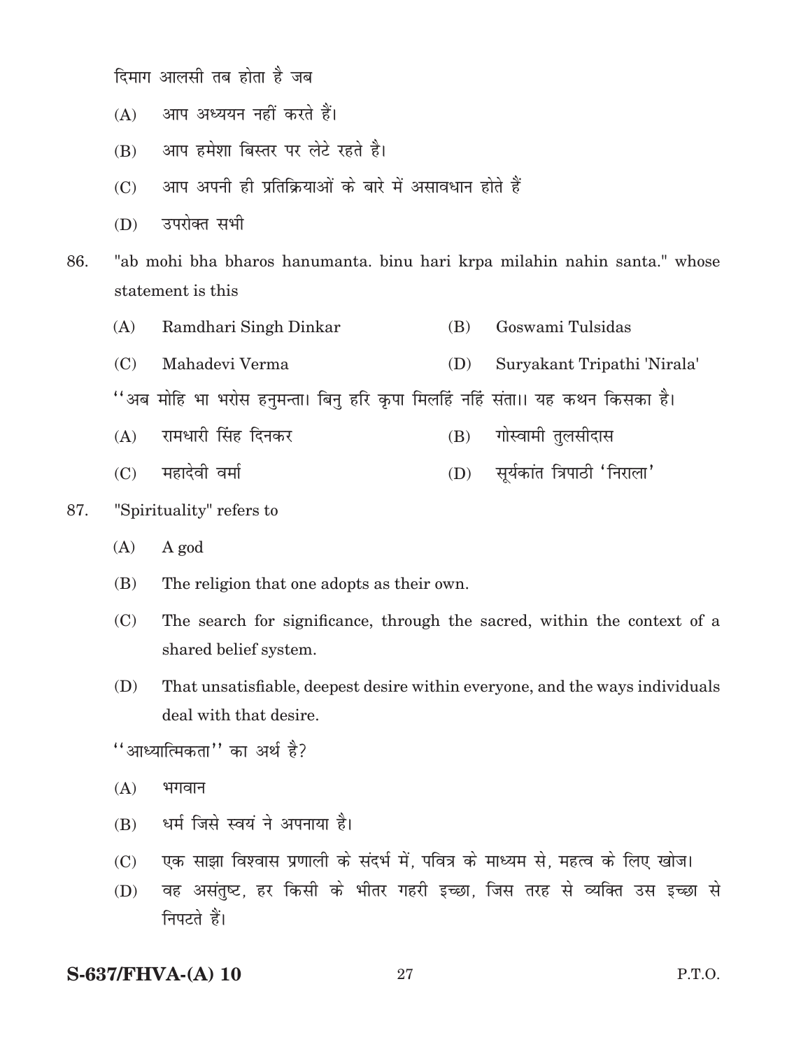दिमाग आलसी तब होता है जब

(A) आप अध्ययन नहीं करते हैं।

(B) आप हमेशा बिस्तर पर लेटे रहते है।

(C) आप अपनी ही प्रतिक्रियाओं के बारे में असावधान होते हैं

(D) उपरोक्त सभी

86. "ab mohi bha bharos hanumanta. binu hari krpa milahin nahin santa." whose statement is this

(A) Ramdhari Singh Dinkar (B) Goswami Tulsidas

(C) Mahadevi Verma (D) Suryakant Tripathi 'Nirala'

''अब मोहि भा भरोस हनुमन्ता। बिनु हरि कृपा मिलहिं नहिं संता।। यह कथन किसका है।

(A) रामधारी सिंह दिनकर (B) गोस्वामी तुलसीदास

(C) महादेवी वर्मा (D) सूर्यकांत त्रिपाठी 'निराला'

87. "Spirituality" refers to

(A) A god

(B) The religion that one adopts as their own.

(C) The search for significance, through the sacred, within the context of a shared belief system.

(D) That unsatisfiable, deepest desire within everyone, and the ways individuals deal with that desire.

''आध्यात्मिकता'' का अर्थ है?

(A) भगवान

(B) धर्म जिसे स्वयं ने अपनाया है।

(C) एक साझा विश्वास प्रणाली के संदर्भ में, पवित्र के माध्यम से, महत्व के लिए खोज।

(D) वह असंतुष्ट, हर किसी के भीतर गहरी इच्छा, जिस तरह से व्यक्ति उस इच्छा से निपटते हैं।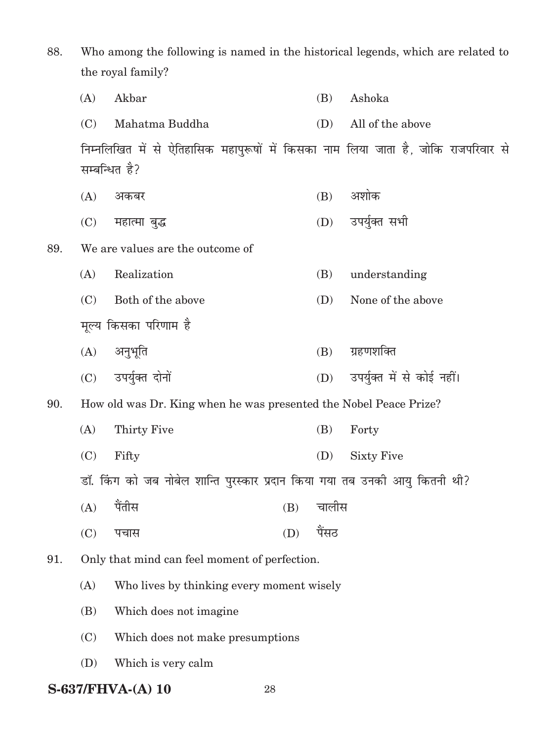88. Who among the following is named in the historical legends, which are related to the royal family?

    (A) Akbar  (B) Ashoka

    (C) Mahatma Buddha  (D) All of the above

    निम्नलिखित में से ऐतिहासिक महापुरूषों में किसका नाम लिया जाता है, जोकि राजपरिवार से सम्बन्धित है?

    (A) अकबर  (B) अशोक

    (C) महात्मा बुद्ध  (D) उपर्युक्त सभी

89. We are values are the outcome of

    (A) Realization  (B) understanding

    (C) Both of the above  (D) None of the above

    मूल्य किसका परिणाम है

    (A) अनुभूति  (B) ग्रहणशक्ति

    (C) उपर्युक्त दोनों  (D) उपर्युक्त में से कोई नहीं।

90. How old was Dr. King when he was presented the Nobel Peace Prize?

    (A) Thirty Five  (B) Forty

    (C) Fifty  (D) Sixty Five

    डॉ. किंग को जब नोबेल शान्ति पुरस्कार प्रदान किया गया तब उनकी आयु कितनी थी?

    (A) पैंतीस  (B) चालीस

    (C) पचास  (D) पैंसठ

91. Only that mind can feel moment of perfection.

    (A) Who lives by thinking every moment wisely

    (B) Which does not imagine

    (C) Which does not make presumptions

    (D) Which is very calm

S-637/FHVA-(A) 10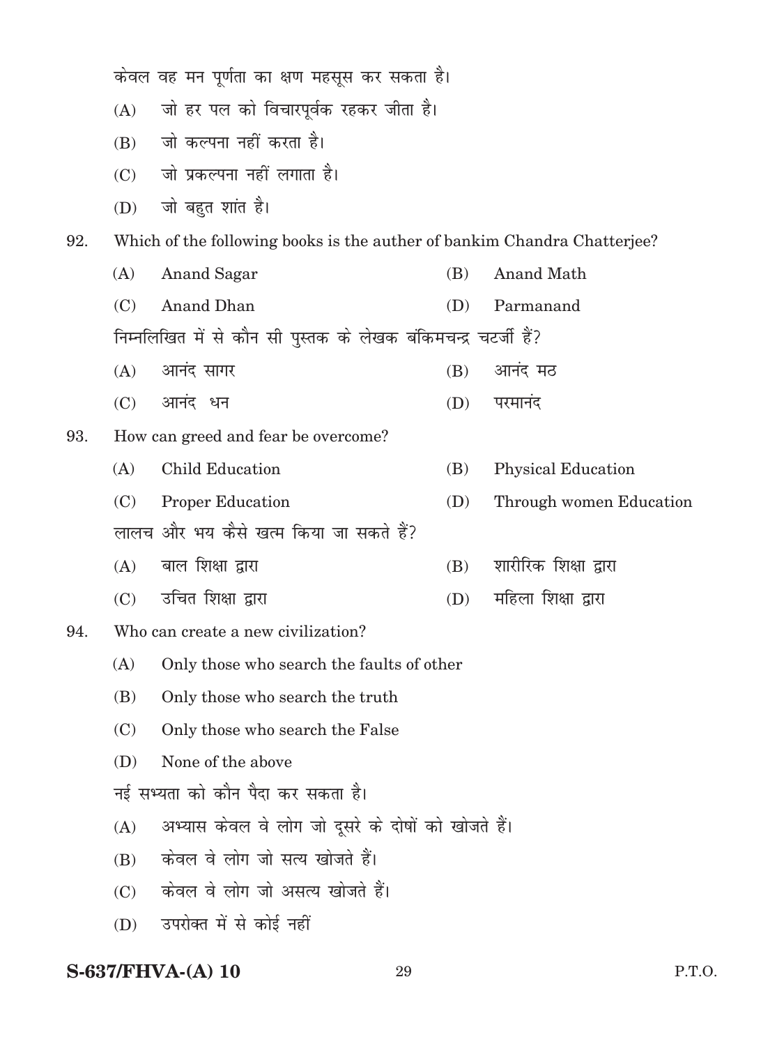केवल वह मन पूर्णता का क्षण महसूस कर सकता है।

(A) जो हर पल को विचारपूर्वक रहकर जीता है।

(B) जो कल्पना नहीं करता है।

(C) जो प्रकल्पना नहीं लगाता है।

(D) जो बहुत शांत है।

92. Which of the following books is the auther of bankim Chandra Chatterjee?

(A) Anand Sagar (B) Anand Math

(C) Anand Dhan (D) Parmanand

निम्नलिखित में से कौन सी पुस्तक के लेखक बंकिमचन्द्र चटर्जी हैं?

(A) आनंद सागर (B) आनंद मठ

(C) आनंद धन (D) परमानंद

93. How can greed and fear be overcome?

(A) Child Education (B) Physical Education

(C) Proper Education (D) Through women Education

लालच और भय कैसे खत्म किया जा सकते हैं?

(A) बाल शिक्षा द्वारा (B) शारीरिक शिक्षा द्वारा

(C) उचित शिक्षा द्वारा (D) महिला शिक्षा द्वारा

94. Who can create a new civilization?

(A) Only those who search the faults of other

(B) Only those who search the truth

(C) Only those who search the False

(D) None of the above

नई सभ्यता को कौन पैदा कर सकता है।

(A) अभ्यास केवल वे लोग जो दूसरे के दोषों को खोजते हैं।

(B) केवल वे लोग जो सत्य खोजते हैं।

(C) केवल वे लोग जो असत्य खोजते हैं।

(D) उपरोक्त में से कोई नहीं

S-637/FHVA-(A) 10

P.T.O.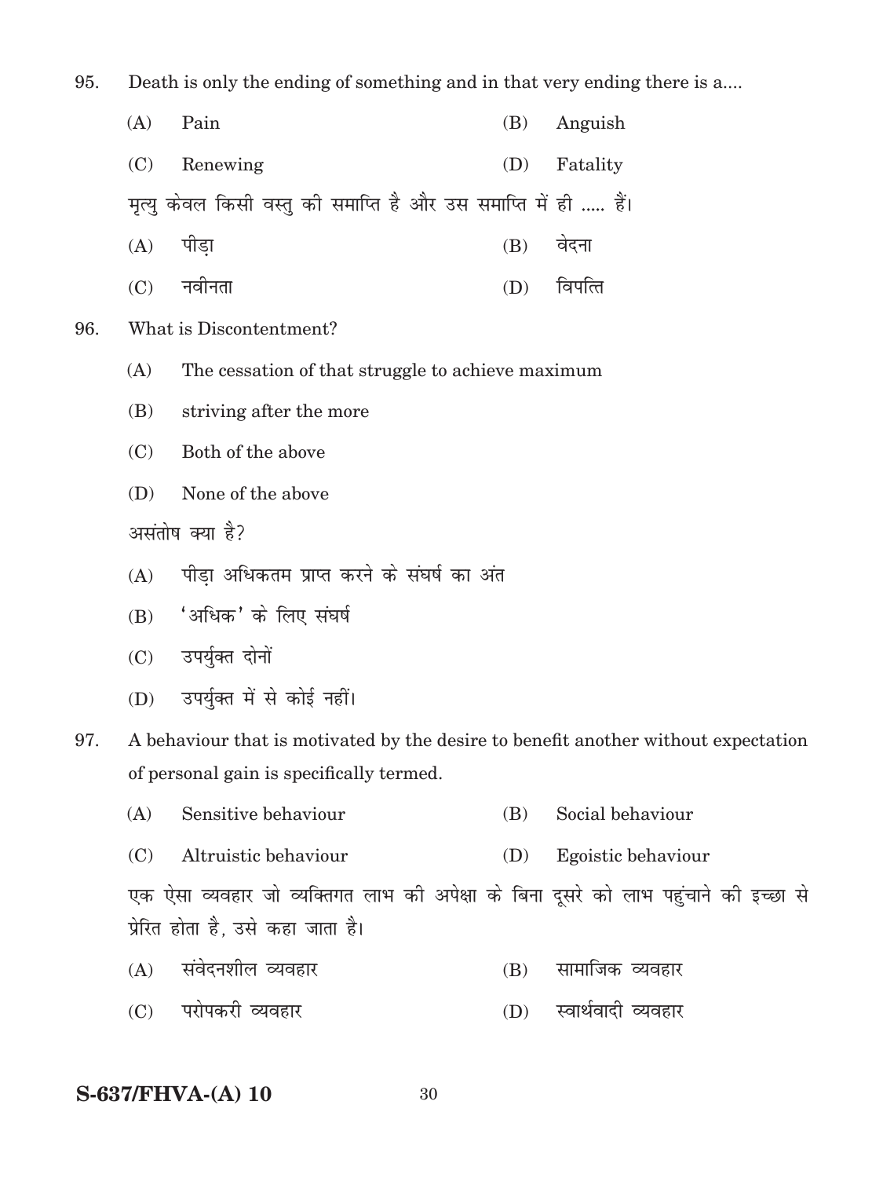95. Death is only the ending of something and in that very ending there is a....

(A) Pain (B) Anguish

(C) Renewing (D) Fatality

मृत्यु केवल किसी वस्तु की समाप्ति है और उस समाप्ति में ही ..... हैं।

(A) पीड़ा (B) वेदना

(C) नवीनता (D) विपत्ति

96. What is Discontentment?

(A) The cessation of that struggle to achieve maximum

(B) striving after the more

(C) Both of the above

(D) None of the above

असंतोष क्या है?

(A) पीड़ा अधिकतम प्राप्त करने के संघर्ष का अंत

(B) 'अधिक' के लिए संघर्ष

(C) उपर्युक्त दोनों

(D) उपर्युक्त में से कोई नहीं।

97. A behaviour that is motivated by the desire to benefit another without expectation of personal gain is specifically termed.

(A) Sensitive behaviour (B) Social behaviour

(C) Altruistic behaviour (D) Egoistic behaviour

एक ऐसा व्यवहार जो व्यक्तिगत लाभ की अपेक्षा के बिना दूसरे को लाभ पहुंचाने की इच्छा से प्रेरित होता है, उसे कहा जाता है।

(A) संवेदनशील व्यवहार (B) सामाजिक व्यवहार

(C) परोपकरी व्यवहार (D) स्वार्थवादी व्यवहार

**S-637/FHVA-(A) 10**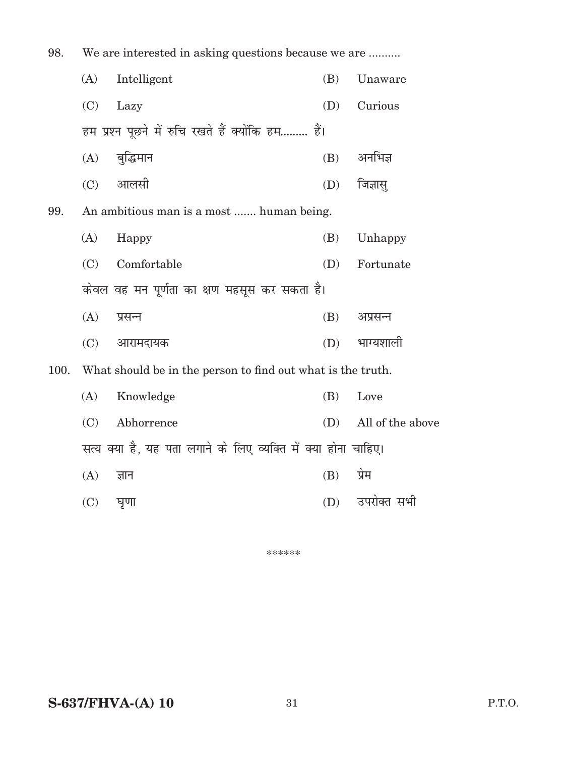98. We are interested in asking questions because we are ..........

(A) Intelligent (B) Unaware

(C) Lazy (D) Curious

हम प्रश्न पूछने में रुचि रखते हैं क्योंकि हम......... हैं।

(A) बुद्धिमान (B) अनभिज्ञ

(C) आलसी (D) जिज्ञासु

99. An ambitious man is a most ....... human being.

(A) Happy (B) Unhappy

(C) Comfortable (D) Fortunate

केवल वह मन पूर्णता का क्षण महसूस कर सकता है।

(A) प्रसन्न (B) अप्रसन्न

(C) आरामदायक (D) भाग्यशाली

100. What should be in the person to find out what is the truth.

(A) Knowledge (B) Love

(C) Abhorrence (D) All of the above

सत्य क्या है, यह पता लगाने के लिए व्यक्ति में क्या होना चाहिए।

(A) ज्ञान (B) प्रेम

(C) घृणा (D) उपरोक्त सभी

******

S-637/FHVA-(A) 10

P.T.O.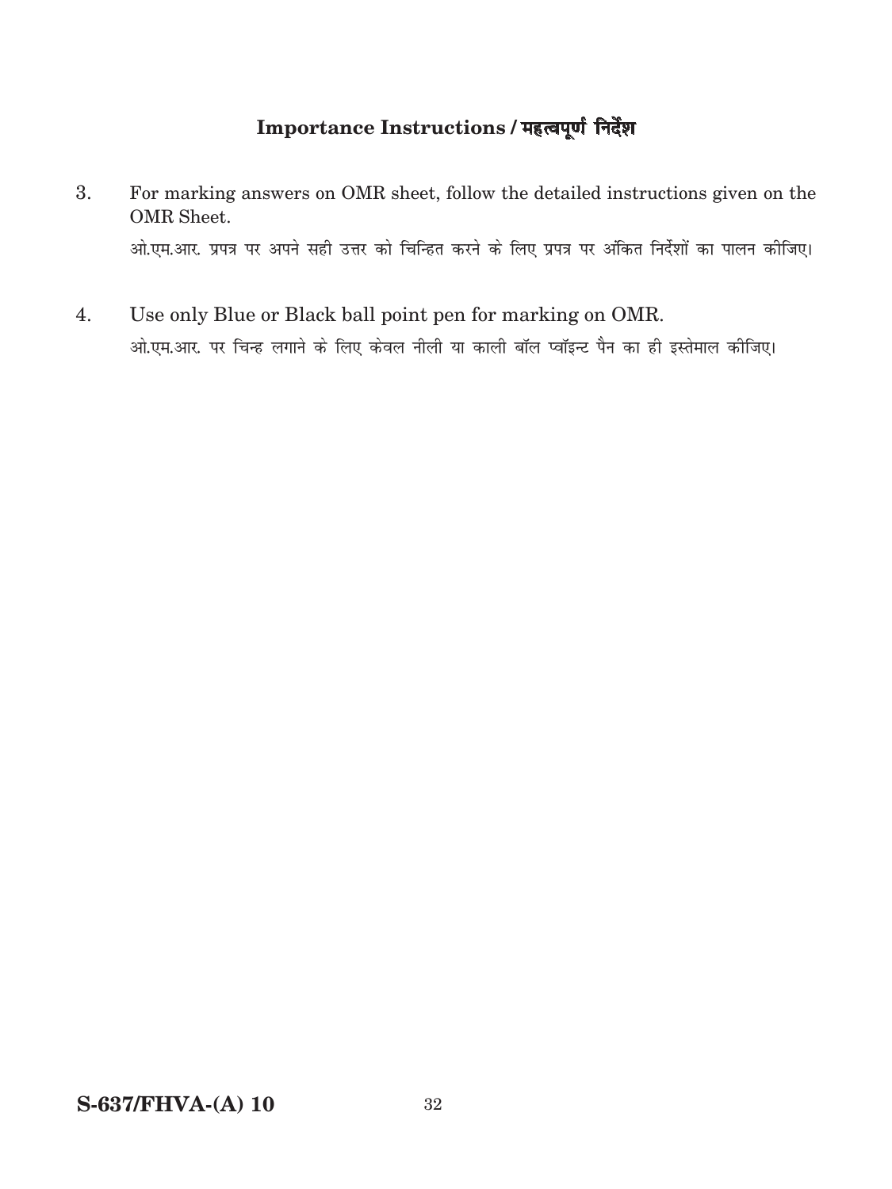## Importance Instructions / महत्वपूर्ण निर्देश

3. For marking answers on OMR sheet, follow the detailed instructions given on the OMR Sheet.

   ओ.एम.आर. प्रपत्र पर अपने सही उत्तर को चिन्हित करने के लिए प्रपत्र पर अंकित निर्देशों का पालन कीजिए।

4. Use only Blue or Black ball point pen for marking on OMR.

   ओ.एम.आर. पर चिन्ह लगाने के लिए केवल नीली या काली बॉल प्वॉइन्ट पैन का ही इस्तेमाल कीजिए।